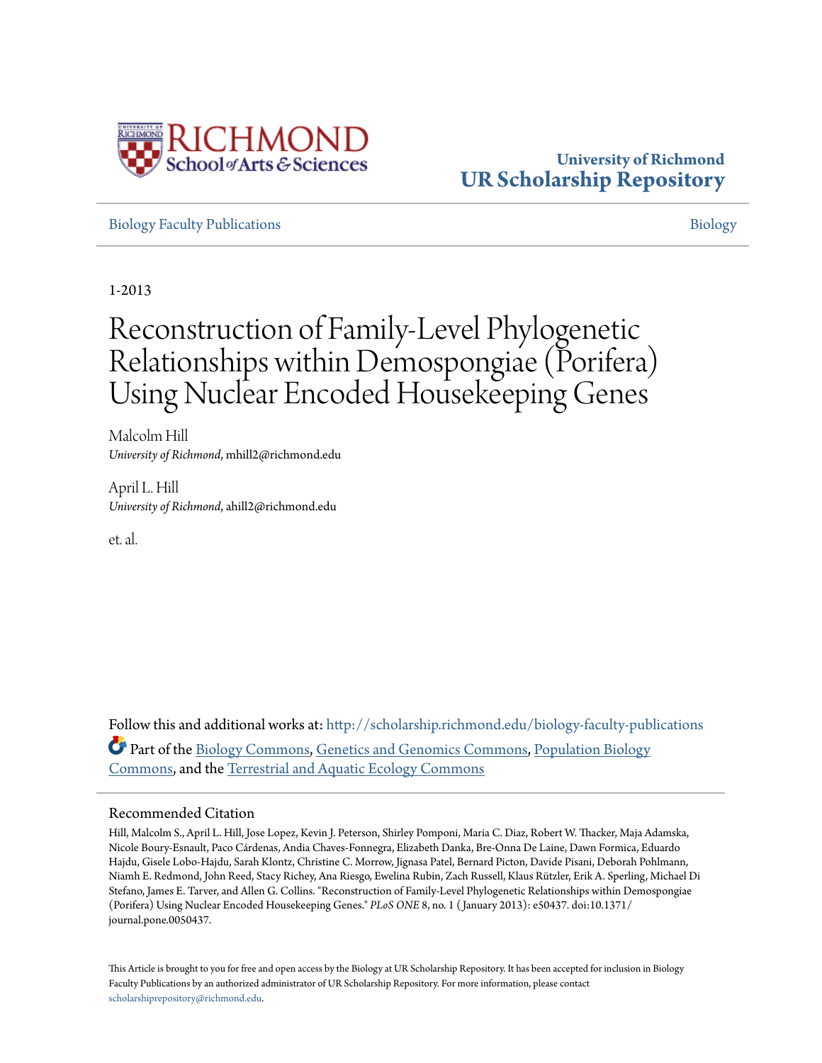University of Richmond
**UR Scholarship Repository**

Biology Faculty Publications | Biology

1-2013

# Reconstruction of Family-Level Phylogenetic Relationships within Demospongiae (Porifera) Using Nuclear Encoded Housekeeping Genes

Malcolm Hill
*University of Richmond*, mhill2@richmond.edu

April L. Hill
*University of Richmond*, ahill2@richmond.edu

et. al.

Follow this and additional works at: http://scholarship.richmond.edu/biology-faculty-publications

Part of the Biology Commons, Genetics and Genomics Commons, Population Biology Commons, and the Terrestrial and Aquatic Ecology Commons

## Recommended Citation

Hill, Malcolm S., April L. Hill, Jose Lopez, Kevin J. Peterson, Shirley Pomponi, Maria C. Diaz, Robert W. Thacker, Maja Adamska, Nicole Boury-Esnault, Paco Cárdenas, Andia Chaves-Fonnegra, Elizabeth Danka, Bre-Onna De Laine, Dawn Formica, Eduardo Hajdu, Gisele Lobo-Hajdu, Sarah Klontz, Christine C. Morrow, Jignasa Patel, Bernard Picton, Davide Pisani, Deborah Pohlmann, Niamh E. Redmond, John Reed, Stacy Richey, Ana Riesgo, Ewelina Rubin, Zach Russell, Klaus Rützler, Erik A. Sperling, Michael Di Stefano, James E. Tarver, and Allen G. Collins. "Reconstruction of Family-Level Phylogenetic Relationships within Demospongiae (Porifera) Using Nuclear Encoded Housekeeping Genes." *PLoS ONE* 8, no. 1 (January 2013): e50437. doi:10.1371/journal.pone.0050437.

This Article is brought to you for free and open access by the Biology at UR Scholarship Repository. It has been accepted for inclusion in Biology Faculty Publications by an authorized administrator of UR Scholarship Repository. For more information, please contact scholarshiprepository@richmond.edu.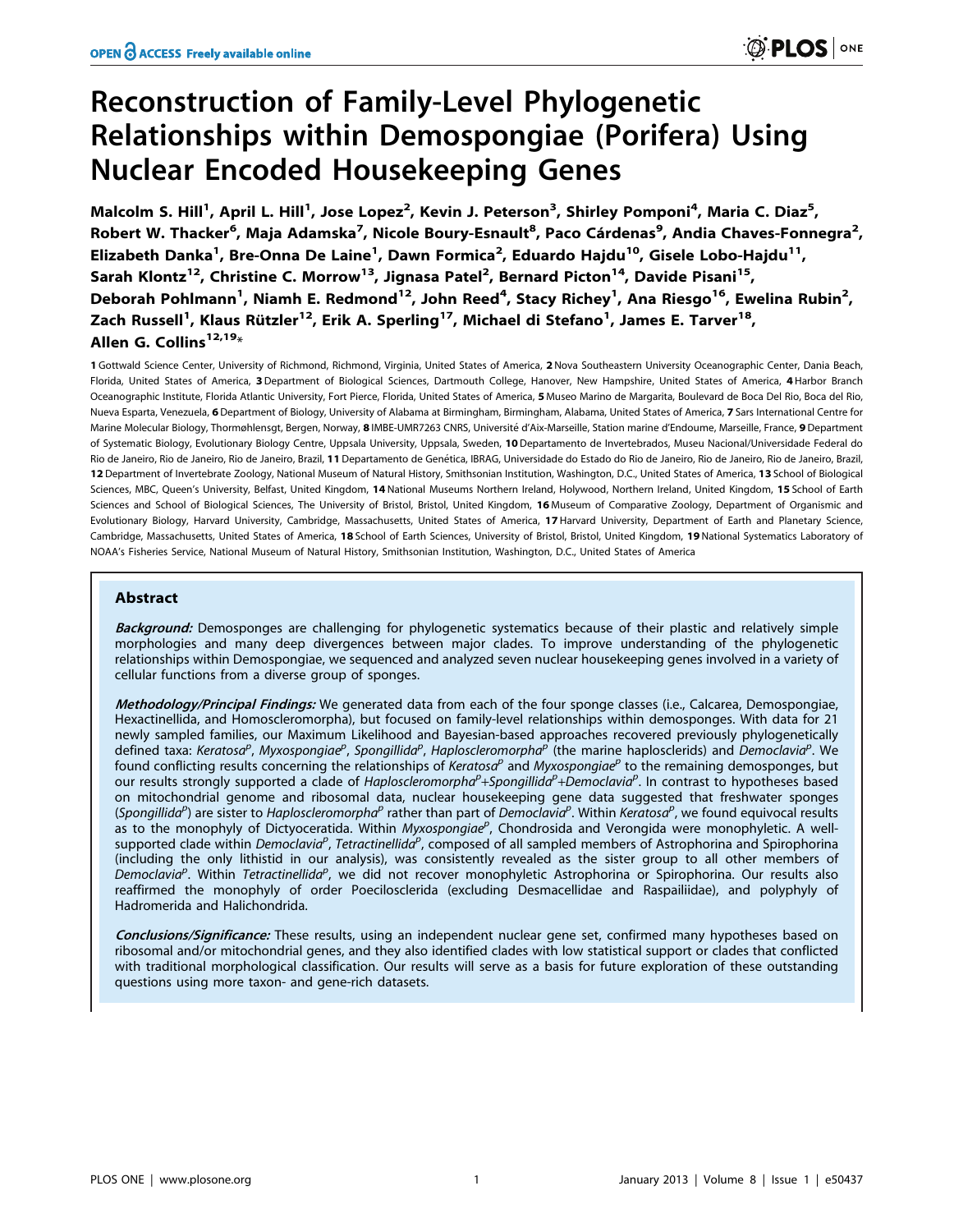# Reconstruction of Family-Level Phylogenetic Relationships within Demospongiae (Porifera) Using Nuclear Encoded Housekeeping Genes

**Malcolm S. Hill[1], April L. Hill[1], Jose Lopez[2], Kevin J. Peterson[3], Shirley Pomponi[4], Maria C. Diaz[5], Robert W. Thacker[6], Maja Adamska[7], Nicole Boury-Esnault[8], Paco Cárdenas[9], Andia Chaves-Fonnegra[2], Elizabeth Danka[1], Bre-Onna De Laine[1], Dawn Formica[2], Eduardo Hajdu[10], Gisele Lobo-Hajdu[11], Sarah Klontz[12], Christine C. Morrow[13], Jignasa Patel[2], Bernard Picton[14], Davide Pisani[15], Deborah Pohlmann[1], Niamh E. Redmond[12], John Reed[4], Stacy Richey[1], Ana Riesgo[16], Ewelina Rubin[2], Zach Russell[1], Klaus Rützler[12], Erik A. Sperling[17], Michael di Stefano[1], James E. Tarver[18], Allen G. Collins[12,19]***

1 Gottwald Science Center, University of Richmond, Richmond, Virginia, United States of America, 2 Nova Southeastern University Oceanographic Center, Dania Beach, Florida, United States of America, 3 Department of Biological Sciences, Dartmouth College, Hanover, New Hampshire, United States of America, 4 Harbor Branch Oceanographic Institute, Florida Atlantic University, Fort Pierce, Florida, United States of America, 5 Museo Marino de Margarita, Boulevard de Boca Del Rio, Boca del Rio, Nueva Esparta, Venezuela, 6 Department of Biology, University of Alabama at Birmingham, Birmingham, Alabama, United States of America, 7 Sars International Centre for Marine Molecular Biology, Thormøhlensgt, Bergen, Norway, 8 IMBE-UMR7263 CNRS, Université d'Aix-Marseille, Station marine d'Endoume, Marseille, France, 9 Department of Systematic Biology, Evolutionary Biology Centre, Uppsala University, Uppsala, Sweden, 10 Departamento de Invertebrados, Museu Nacional/Universidade Federal do Rio de Janeiro, Rio de Janeiro, Rio de Janeiro, Brazil, 11 Departamento de Genética, IBRAG, Universidade do Estado do Rio de Janeiro, Rio de Janeiro, Rio de Janeiro, Brazil, 12 Department of Invertebrate Zoology, National Museum of Natural History, Smithsonian Institution, Washington, D.C., United States of America, 13 School of Biological Sciences, MBC, Queen's University, Belfast, United Kingdom, 14 National Museums Northern Ireland, Holywood, Northern Ireland, United Kingdom, 15 School of Earth Sciences and School of Biological Sciences, The University of Bristol, Bristol, United Kingdom, 16 Museum of Comparative Zoology, Department of Organismic and Evolutionary Biology, Harvard University, Cambridge, Massachusetts, United States of America, 17 Harvard University, Department of Earth and Planetary Science, Cambridge, Massachusetts, United States of America, 18 School of Earth Sciences, University of Bristol, Bristol, United Kingdom, 19 National Systematics Laboratory of NOAA's Fisheries Service, National Museum of Natural History, Smithsonian Institution, Washington, D.C., United States of America

## Abstract

***Background:*** Demosponges are challenging for phylogenetic systematics because of their plastic and relatively simple morphologies and many deep divergences between major clades. To improve understanding of the phylogenetic relationships within Demospongiae, we sequenced and analyzed seven nuclear housekeeping genes involved in a variety of cellular functions from a diverse group of sponges.

***Methodology/Principal Findings:*** We generated data from each of the four sponge classes (i.e., Calcarea, Demospongiae, Hexactinellida, and Homoscleromorpha), but focused on family-level relationships within demosponges. With data for 21 newly sampled families, our Maximum Likelihood and Bayesian-based approaches recovered previously phylogenetically defined taxa: *Keratosa*[P], *Myxospongiae*[P], *Spongillida*[P], *Haploscleromorpha*[P] (the marine haplosclerids) and *Democlavia*[P]. We found conflicting results concerning the relationships of *Keratosa*[P] and *Myxospongiae*[P] to the remaining demosponges, but our results strongly supported a clade of *Haploscleromorpha*[P]+*Spongillida*[P]+*Democlavia*[P]. In contrast to hypotheses based on mitochondrial genome and ribosomal data, nuclear housekeeping gene data suggested that freshwater sponges (*Spongillida*[P]) are sister to *Haploscleromorpha*[P] rather than part of *Democlavia*[P]. Within *Keratosa*[P], we found equivocal results as to the monophyly of Dictyoceratida. Within *Myxospongiae*[P], Chondrosida and Verongida were monophyletic. A well-supported clade within *Democlavia*[P], *Tetractinellida*[P], composed of all sampled members of Astrophorina and Spirophorina (including the only lithistid in our analysis), was consistently revealed as the sister group to all other members of *Democlavia*[P]. Within *Tetractinellida*[P], we did not recover monophyletic Astrophorina or Spirophorina. Our results also reaffirmed the monophyly of order Poecilosclerida (excluding Desmacellidae and Raspailiidae), and polyphyly of Hadromerida and Halichondrida.

***Conclusions/Significance:*** These results, using an independent nuclear gene set, confirmed many hypotheses based on ribosomal and/or mitochondrial genes, and they also identified clades with low statistical support or clades that conflicted with traditional morphological classification. Our results will serve as a basis for future exploration of these outstanding questions using more taxon- and gene-rich datasets.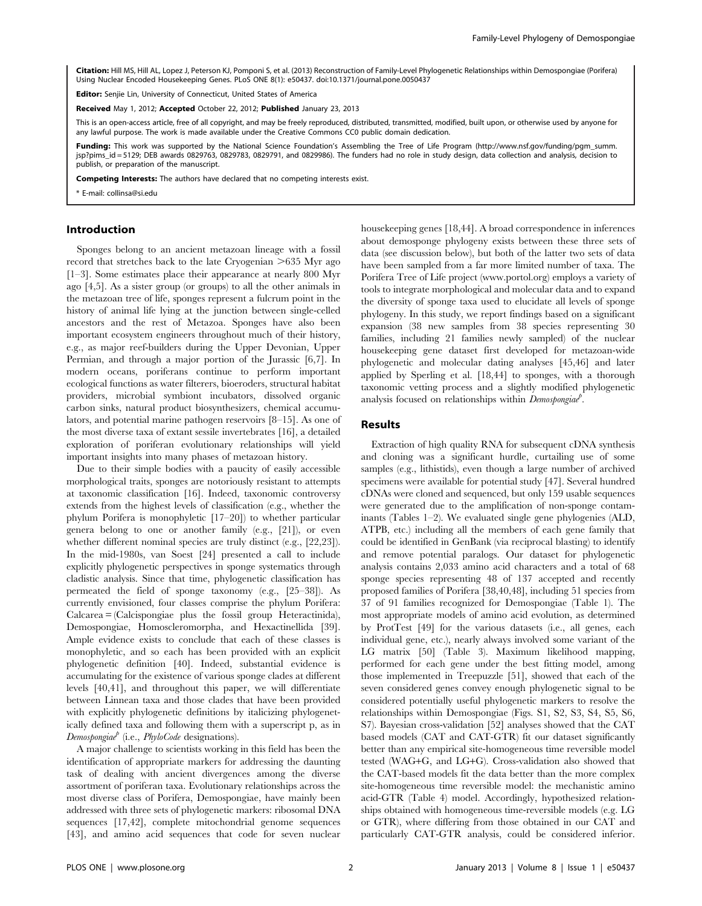**Citation:** Hill MS, Hill AL, Lopez J, Peterson KJ, Pomponi S, et al. (2013) Reconstruction of Family-Level Phylogenetic Relationships within Demospongiae (Porifera) Using Nuclear Encoded Housekeeping Genes. PLoS ONE 8(1): e50437. doi:10.1371/journal.pone.0050437

**Editor:** Senjie Lin, University of Connecticut, United States of America

**Received** May 1, 2012; **Accepted** October 22, 2012; **Published** January 23, 2013

This is an open-access article, free of all copyright, and may be freely reproduced, distributed, transmitted, modified, built upon, or otherwise used by anyone for any lawful purpose. The work is made available under the Creative Commons CC0 public domain dedication.

**Funding:** This work was supported by the National Science Foundation's Assembling the Tree of Life Program (http://www.nsf.gov/funding/pgm_summ.jsp?pims_id = 5129; DEB awards 0829763, 0829783, 0829791, and 0829986). The funders had no role in study design, data collection and analysis, decision to publish, or preparation of the manuscript.

**Competing Interests:** The authors have declared that no competing interests exist.

\* E-mail: collinsa@si.edu

## Introduction

Sponges belong to an ancient metazoan lineage with a fossil record that stretches back to the late Cryogenian >635 Myr ago [1–3]. Some estimates place their appearance at nearly 800 Myr ago [4,5]. As a sister group (or groups) to all the other animals in the metazoan tree of life, sponges represent a fulcrum point in the history of animal life lying at the junction between single-celled ancestors and the rest of Metazoa. Sponges have also been important ecosystem engineers throughout much of their history, e.g., as major reef-builders during the Upper Devonian, Upper Permian, and through a major portion of the Jurassic [6,7]. In modern oceans, poriferans continue to perform important ecological functions as water filterers, bioeroders, structural habitat providers, microbial symbiont incubators, dissolved organic carbon sinks, natural product biosynthesizers, chemical accumulators, and potential marine pathogen reservoirs [8–15]. As one of the most diverse taxa of extant sessile invertebrates [16], a detailed exploration of poriferan evolutionary relationships will yield important insights into many phases of metazoan history.

Due to their simple bodies with a paucity of easily accessible morphological traits, sponges are notoriously resistant to attempts at taxonomic classification [16]. Indeed, taxonomic controversy extends from the highest levels of classification (e.g., whether the phylum Porifera is monophyletic [17–20]) to whether particular genera belong to one or another family (e.g., [21]), or even whether different nominal species are truly distinct (e.g., [22,23]). In the mid-1980s, van Soest [24] presented a call to include explicitly phylogenetic perspectives in sponge systematics through cladistic analysis. Since that time, phylogenetic classification has permeated the field of sponge taxonomy (e.g., [25–38]). As currently envisioned, four classes comprise the phylum Porifera: Calcarea = (Calcispongiae plus the fossil group Heteractinida), Demospongiae, Homoscleromorpha, and Hexactinellida [39]. Ample evidence exists to conclude that each of these classes is monophyletic, and so each has been provided with an explicit phylogenetic definition [40]. Indeed, substantial evidence is accumulating for the existence of various sponge clades at different levels [40,41], and throughout this paper, we will differentiate between Linnean taxa and those clades that have been provided with explicitly phylogenetic definitions by italicizing phylogenetically defined taxa and following them with a superscript p, as in *Demospongiae*$^p$ (i.e., *PhyloCode* designations).

A major challenge to scientists working in this field has been the identification of appropriate markers for addressing the daunting task of dealing with ancient divergences among the diverse assortment of poriferan taxa. Evolutionary relationships across the most diverse class of Porifera, Demospongiae, have mainly been addressed with three sets of phylogenetic markers: ribosomal DNA sequences [17,42], complete mitochondrial genome sequences [43], and amino acid sequences that code for seven nuclear housekeeping genes [18,44]. A broad correspondence in inferences about demosponge phylogeny exists between these three sets of data (see discussion below), but both of the latter two sets of data have been sampled from a far more limited number of taxa. The Porifera Tree of Life project (www.portol.org) employs a variety of tools to integrate morphological and molecular data and to expand the diversity of sponge taxa used to elucidate all levels of sponge phylogeny. In this study, we report findings based on a significant expansion (38 new samples from 38 species representing 30 families, including 21 families newly sampled) of the nuclear housekeeping gene dataset first developed for metazoan-wide phylogenetic and molecular dating analyses [45,46] and later applied by Sperling et al. [18,44] to sponges, with a thorough taxonomic vetting process and a slightly modified phylogenetic analysis focused on relationships within *Demospongiae*$^p$.

## Results

Extraction of high quality RNA for subsequent cDNA synthesis and cloning was a significant hurdle, curtailing use of some samples (e.g., lithistids), even though a large number of archived specimens were available for potential study [47]. Several hundred cDNAs were cloned and sequenced, but only 159 usable sequences were generated due to the amplification of non-sponge contaminants (Tables 1–2). We evaluated single gene phylogenies (ALD, ATPB, etc.) including all the members of each gene family that could be identified in GenBank (via reciprocal blasting) to identify and remove potential paralogs. Our dataset for phylogenetic analysis contains 2,033 amino acid characters and a total of 68 sponge species representing 48 of 137 accepted and recently proposed families of Porifera [38,40,48], including 51 species from 37 of 91 families recognized for Demospongiae (Table 1). The most appropriate models of amino acid evolution, as determined by ProtTest [49] for the various datasets (i.e., all genes, each individual gene, etc.), nearly always involved some variant of the LG matrix [50] (Table 3). Maximum likelihood mapping, performed for each gene under the best fitting model, among those implemented in Treepuzzle [51], showed that each of the seven considered genes convey enough phylogenetic signal to be considered potentially useful phylogenetic markers to resolve the relationships within Demospongiae (Figs. S1, S2, S3, S4, S5, S6, S7). Bayesian cross-validation [52] analyses showed that the CAT based models (CAT and CAT-GTR) fit our dataset significantly better than any empirical site-homogeneous time reversible model tested (WAG+G, and LG+G). Cross-validation also showed that the CAT-based models fit the data better than the more complex site-homogeneous time reversible model: the mechanistic amino acid-GTR (Table 4) model. Accordingly, hypothesized relationships obtained with homogeneous time-reversible models (e.g. LG or GTR), where differing from those obtained in our CAT and particularly CAT-GTR analysis, could be considered inferior.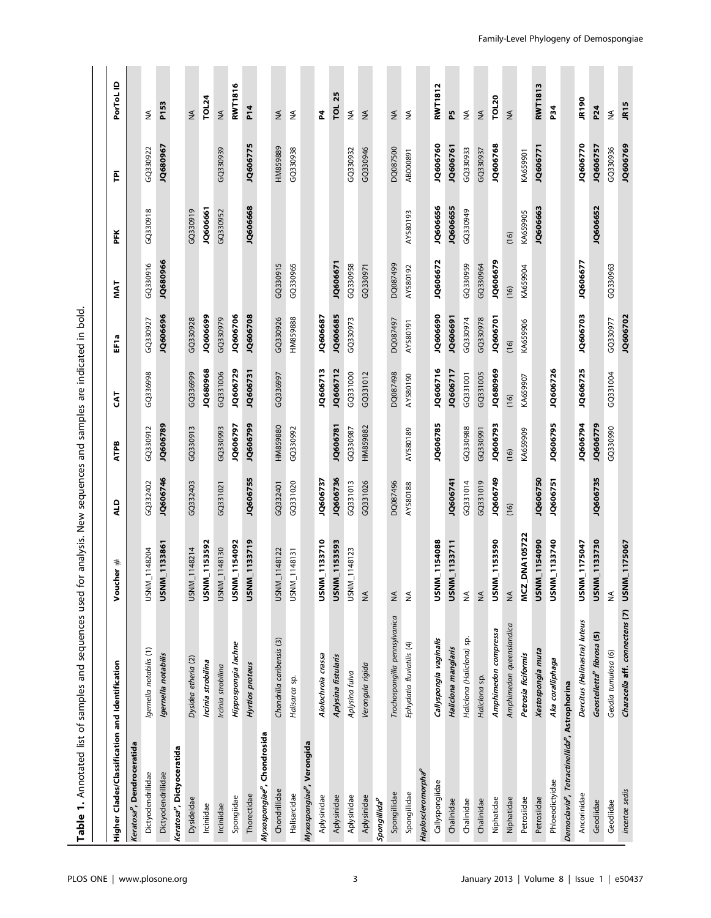**Table 1.** Annotated list of samples and sequences used for analysis. New sequences and samples are indicated in bold.

| Higher Clades/Classification and Identification | | Voucher # | ALD | ATPB | CAT | EF1a | MAT | PFK | TPI | PorToL ID |
|---|---|---|---|---|---|---|---|---|---|---|
| *Keratosa*[P], **Dendroceratida** | | | | | | | | | | |
| Dictyodendrillidae | *Igernella notabilis* (1) | USNM_1148204 | GQ332402 | GQ330912 | GQ336998 | GQ330927 | GQ330916 | GQ330918 | GQ330922 | NA |
| Dictyodendrillidae | ***Igernella notabilis*** | **USNM_1133861** | **JQ606746** | **JQ606789** | | **JQ606696** | **JQ680966** | | **JQ680967** | **P153** |
| *Keratosa*[P], **Dictyoceratida** | | | | | | | | | | |
| Dysideidae | *Dysidea etheria* (2) | USNM_1148214 | GQ332403 | GQ330913 | GQ336999 | GQ330928 | | GQ330919 | | NA |
| Irciniidae | ***Ircinia strobilina*** | **USNM_1153592** | | | **JQ680968** | **JQ606699** | | **JQ606661** | | **TOL24** |
| Irciniidae | *Ircinia strobilina* | USNM_1148130 | GQ331021 | GQ330993 | GQ331006 | GQ330979 | | GQ330952 | GQ330939 | NA |
| Spongiidae | ***Hippospongia lachne*** | **USNM_1154092** | | **JQ606797** | **JQ606729** | **JQ606706** | | | | **RWT1816** |
| Thorectidae | ***Hyrtios proteus*** | **USNM_1133719** | **JQ606755** | **JQ606799** | **JQ606731** | **JQ606708** | | **JQ606668** | **JQ606775** | **P14** |
| *Myxospongiae*[P], **Chondrosida** | | | | | | | | | | |
| Chondrillidae | *Chondrilla caribensis* (3) | USNM_1148122 | GQ332401 | HM859880 | GQ336997 | GQ330926 | GQ330915 | | HM859889 | NA |
| Halisarcidae | *Halisarca* sp. | USNM_1148131 | GQ331020 | GQ330992 | | HM859888 | GQ330965 | | GQ330938 | NA |
| *Myxospongiae*[P], **Verongida** | | | | | | | | | | |
| Aplysinidae | ***Aiolochroia crassa*** | **USNM_1133710** | **JQ606737** | | **JQ606713** | **JQ606687** | | | | **P4** |
| Aplysinidae | ***Aplysina fistularis*** | **USNM_1153593** | **JQ606736** | **JQ606781** | **JQ606712** | **JQ606685** | **JQ606671** | | | **TOL 25** |
| Aplysinidae | *Aplysina fulva* | USNM_1148123 | GQ331013 | GQ330987 | GQ331000 | GQ330973 | GQ330958 | | GQ330932 | NA |
| Aplysinidae | *Verongula rigida* | NA | GQ331026 | HM859882 | GQ331012 | | GQ330971 | | GQ330946 | NA |
| *Spongillida*[P] | | | | | | | | | | |
| Spongillidae | *Trochospongilla pennsylvanica* | NA | DQ087496 | | DQ087498 | DQ087497 | DQ087499 | | DQ087500 | NA |
| Spongillidae | *Ephydatia fluviatilis* (4) | NA | AY580188 | AY580189 | AY580190 | AY580191 | AY580192 | AY580193 | AB000891 | NA |
| *Haploscleromorpha*[P] | | | | | | | | | | |
| Callyspongiidae | ***Callyspongia vaginalis*** | **USNM_1154088** | | **JQ606785** | **JQ606716** | **JQ606690** | **JQ606672** | **JQ606656** | **JQ606760** | **RWT1812** |
| Chalinidae | ***Haliclona manglaris*** | **USNM_1133711** | **JQ606741** | | **JQ606717** | **JQ606691** | | **JQ606655** | **JQ606761** | **P5** |
| Chalinidae | *Haliclona (Haliclona)* sp. | NA | GQ331014 | GQ330988 | GQ331001 | GQ330974 | GQ330959 | GQ330949 | GQ330933 | NA |
| Chalinidae | *Haliclona* sp. | NA | GQ331019 | GQ330991 | GQ331005 | GQ330978 | GQ330964 | | GQ330937 | NA |
| Niphatidae | ***Amphimedon compressa*** | **USNM_1153590** | **JQ606749** | **JQ606793** | **JQ680969** | **JQ606701** | **JQ606679** | | **JQ606768** | **TOL20** |
| Niphatidae | *Amphimedon queenslandica* | NA | (16) | (16) | (16) | (16) | (16) | (16) | | NA |
| Petrosiidae | ***Petrosia ficiformis*** | **MCZ_DNA105722** | | KA659909 | KA659907 | KA659906 | KA659904 | KA659905 | KA659901 | |
| Petrosiidae | ***Xestospongia muta*** | **USNM_1154090** | **JQ606750** | | | | | **JQ606663** | **JQ606771** | **RWT1813** |
| Phloeodictyidae | ***Aka coralliphaga*** | **USNM_1133740** | **JQ606751** | **JQ606795** | **JQ606726** | | | | | **P34** |
| *Democlavia*[P], *Tetractinellida*[P], **Astrophorina** | | | | | | | | | | |
| Ancorinidae | ***Dercitus (Halinastra) luteus*** | **USNM_1175047** | | **JQ606794** | **JQ606725** | **JQ606703** | **JQ606677** | | **JQ606770** | **JR190** |
| Geodiidae | ***Geostelletta*[P] *fibrosa* (5)** | **USNM_1133730** | **JQ606735** | **JQ606779** | | | | **JQ606652** | **JQ606757** | **P24** |
| Geodiidae | *Geodia tumulosa* (6) | NA | | GQ330990 | GQ331004 | GQ330977 | GQ330963 | | GQ330936 | NA |
| *incertae sedis* | ***Characella* aff. *connectens* (7)** | **USNM_1175067** | | | | **JQ606702** | | | **JQ606769** | **JR15** |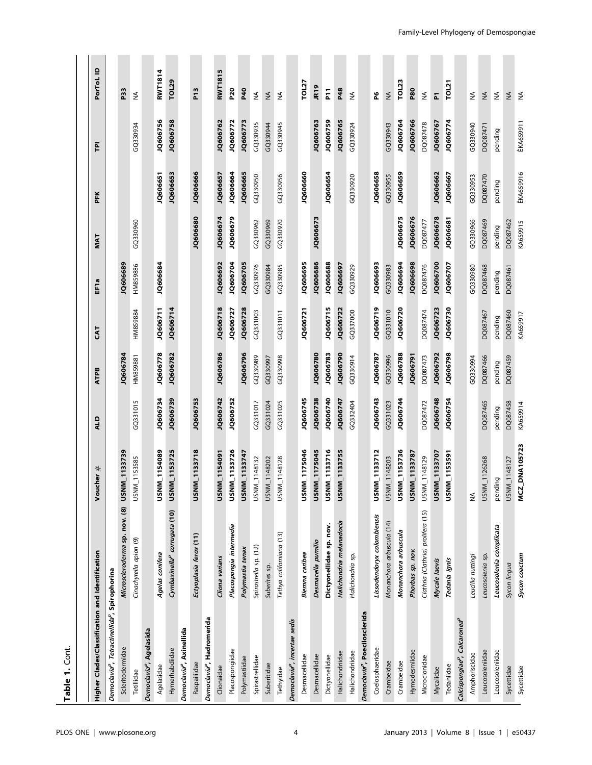**Table 1.** Cont.

| Higher Clades/Classification and Identification | | Voucher # | ALD | ATPB | CAT | EF1a | MAT | PFK | TPI | PorToL ID |
|---|---|---|---|---|---|---|---|---|---|---|
| ***Democlavia^P^, Tetractinellida^P^*, Spirophorina** | | | | | | | | | | |
| Scleritodermidae | ***Microscleroderma* sp. nov. (8)** | **USNM_1133739** | | **JQ606784** | | **JQ606689** | | | | **P33** |
| Tetillidae | *Cinachyrella apion* (9) | USNM_1153585 | GQ331015 | HM859881 | HM859884 | HM859886 | GQ330960 | | GQ330934 | NA |
| ***Democlavia^P^*, Agelasida** | | | | | | | | | | |
| Agelasidae | ***Agelas conifera*** | **USNM_1154089** | **JQ606734** | **JQ606778** | **JQ606711** | **JQ606684** | | **JQ606651** | **JQ606756** | **RWT1814** |
| Hymerhabdiidae | ***Cymbaxinella^P^ corrugata* (10)** | **USNM_1153725** | **JQ606739** | **JQ606782** | **JQ606714** | | | **JQ606653** | **JQ606758** | **TOL29** |
| ***Democlavia^P^*, Axinellida** | | | | | | | | | | |
| Raspailiidae | ***Ectyoplasia ferox* (11)** | **USNM_1133718** | **JQ606753** | | | | **JQ606680** | **JQ606666** | | **P13** |
| ***Democlavia^P^*, Hadromerida** | | | | | | | | | | |
| Clionaidae | ***Cliona varians*** | **USNM_1154091** | **JQ606742** | **JQ606786** | **JQ606718** | **JQ606692** | **JQ606674** | **JQ606657** | **JQ606762** | **RWT1815** |
| Placospongiidae | ***Placospongia intermedia*** | **USNM_1133726** | **JQ606752** | | **JQ606727** | **JQ606704** | **JQ606679** | **JQ606664** | **JQ606772** | **P20** |
| Polymastiidae | ***Polymastia tenax*** | **USNM_1133747** | | **JQ606796** | **JQ606728** | **JQ606705** | | **JQ606665** | **JQ606773** | **P40** |
| Spirastrellidae | *Spirastrella* sp. (12) | USNM_1148132 | GQ331017 | GQ330989 | GQ331003 | GQ330976 | GQ330962 | GQ330950 | GQ330935 | NA |
| Suberitidae | *Suberites* sp. | USNM_1148202 | GQ331024 | GQ330997 | | GQ330984 | GQ330969 | | GQ330944 | NA |
| Tethyidae | *Tethya californiana* (13) | USNM_1148128 | GQ331025 | GQ330998 | GQ331011 | GQ330985 | GQ330970 | GQ330956 | GQ330945 | NA |
| ***Democlavia^P^*, *incertae sedis*** | | | | | | | | | | |
| Desmacellidae | ***Biemna caribea*** | **USNM_1175046** | **JQ606745** | | **JQ606721** | **JQ606695** | | **JQ606660** | | **TOL27** |
| Desmacellidae | ***Desmacella pumilio*** | **USNM_1175045** | **JQ606738** | **JQ606780** | | **JQ606686** | **JQ606673** | | **JQ606763** | **JR19** |
| Dictyonellidae | **Dictyonellidae sp. nov.** | **USNM_1133716** | **JQ606740** | **JQ606783** | **JQ606715** | **JQ606688** | | **JQ606654** | **JQ606759** | **P11** |
| Halichondriidae | ***Halichondria melanadocia*** | **USNM_1133755** | **JQ606747** | **JQ606790** | **JQ606722** | **JQ606697** | | | **JQ606765** | **P48** |
| Halichondriidae | *Halichondria* sp. | | GQ332404 | GQ330914 | GQ337000 | GQ330929 | | GQ330920 | GQ330924 | NA |
| ***Democlavia^P^*, Poecilosclerida** | | | | | | | | | | |
| Coelosphaeridae | ***Lissodendoryx colombiensis*** | **USNM_1133712** | **JQ606743** | **JQ606787** | **JQ606719** | **JQ606693** | | **JQ606658** | | **P6** |
| Crambeidae | *Monanchora arbuscula* (14) | USNM_1148203 | GQ331023 | GQ330996 | GQ331010 | GQ330983 | | GQ330955 | GQ330943 | NA |
| Crambeidae | ***Monanchora arbuscula*** | **USNM_1153736** | **JQ606744** | **JQ606788** | **JQ606720** | **JQ606694** | **JQ606675** | **JQ606659** | **JQ606764** | **TOL23** |
| Hymedesmiidae | ***Phorbas* sp. nov.** | **USNM_1133787** | | **JQ606791** | | **JQ606698** | **JQ606676** | | **JQ606766** | **P80** |
| Microcionidae | *Clathria (Clathria) prolifera* (15) | USNM_1148129 | DQ087472 | DQ087473 | DQ087474 | DQ087476 | DQ087477 | | DQ087478 | NA |
| Mycalidae | ***Mycale laevis*** | **USNM_1133707** | **JQ606748** | **JQ606792** | **JQ606723** | **JQ606700** | **JQ606678** | **JQ606662** | **JQ606767** | **P1** |
| Tedaniidae | ***Tedania ignis*** | **USNM_1153591** | **JQ606754** | **JQ606798** | **JQ606730** | **JQ606707** | **JQ606681** | **JQ606667** | **JQ606774** | **TOL21** |
| ***Calcispongiae^P^, Calcaronea^P^*** | | | | | | | | | | |
| Amphoriscidae | *Leucilla nuttingi* | NA | | GQ330994 | | GQ330980 | GQ330966 | GQ330953 | GQ330940 | NA |
| Leucosoleniidae | *Leucosolenia* sp. | USNM_1126268 | DQ087465 | DQ087466 | DQ087467 | DQ087468 | DQ087469 | DQ087470 | DQ087471 | NA |
| Leucosoleniidae | ***Leucosolenia complicata*** | pending | pending | pending | pending | pending | pending | pending | pending | NA |
| Sycettidae | *Sycon lingua* | USNM_1148127 | DQ087458 | DQ087459 | DQ087460 | DQ087461 | DQ087462 | | | NA |
| Sycettidae | ***Sycon coactum*** | **MCZ_DNA105723** | KA659914 | | KA659917 | | KA659915 | ÉKA659916 | ÉKA659911 | NA |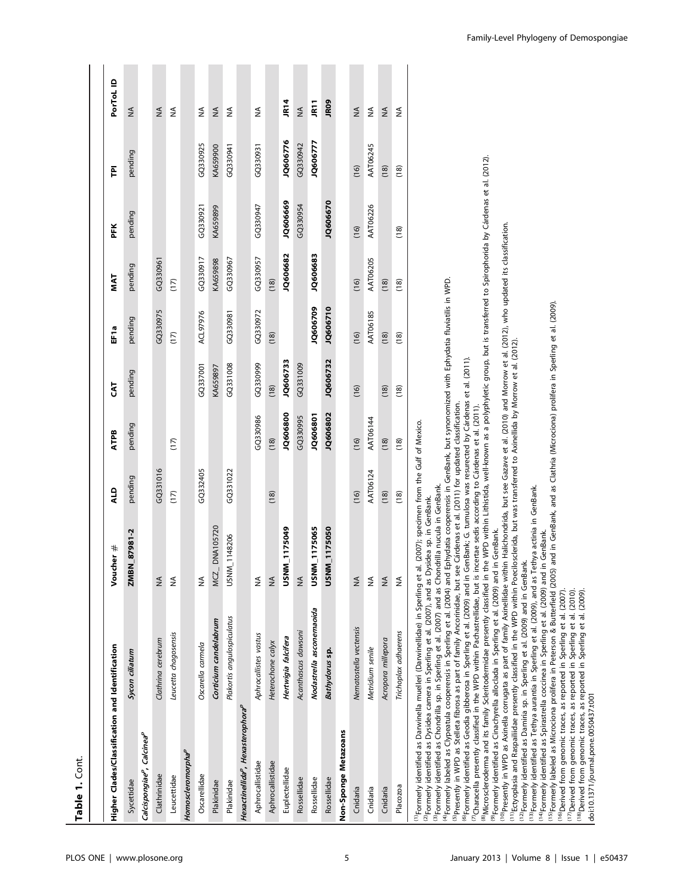**Table 1.** Cont.

| Higher Clades/Classification and Identification | | Voucher # | ALD | ATPB | CAT | EF1a | MAT | PFK | TPI | PorToL ID |
|---|---|---|---|---|---|---|---|---|---|---|
| Sycettidae | *Sycon ciliatum* | **ZMBN_87981-2** | pending | pending | pending | pending | pending | pending | pending | NA |
| ***Calcispongiae*[P], *Calcinea*[P]** | | | | | | | | | | |
| Clathrinidae | *Clathrina cerebrum* | NA | GQ331016 | | | GQ330975 | GQ330961 | | | NA |
| Leucettidae | *Leucetta chagosensis* | NA | (17) | (17) | | (17) | (17) | | | NA |
| ***Homoscleromorpha*[P]** | | | | | | | | | | |
| Oscarellidae | *Oscarella carmela* | NA | GQ332405 | | GQ337001 | GQ330976 | GQ330917 | GQ330921 | GQ330925 | NA |
| Plakinidae | ***Corticium candelabrum*** | MCZ_DNA105720 | | | KA659897 | ACL97976 | KA659898 | KA659899 | KA659900 | NA |
| Plakinidae | *Plakortis angulospiculatus* | USNM_1148206 | GQ331022 | | GQ331008 | GQ330981 | GQ330967 | | GQ330941 | NA |
| ***Hexactinellida*[P], *Hexasterophora*[P]** | | | | | | | | | | |
| Aphrocallistidae | *Aphrocallistes vastus* | NA | | GQ330986 | GQ330999 | GQ330972 | GQ330957 | GQ330947 | GQ330931 | NA |
| Aphrocallistidae | *Heterochone calyx* | NA | (18) | (18) | (18) | (18) | (18) | | | NA |
| Euplectellidae | ***Hertwigia falcifera*** | **USNM_1175049** | | **JQ606800** | **JQ606733** | | **JQ606682** | **JQ606669** | **JQ606776** | **JR14** |
| Rossellidae | *Acanthascus dawsoni* | NA | | GQ330995 | GQ331009 | | | GQ330954 | GQ330942 | NA |
| Rossellidae | ***Nodastrella asconemaoida*** | **USNM_1175065** | | **JQ606801** | | **JQ606709** | **JQ606683** | | **JQ606777** | **JR11** |
| Rossellidae | ***Bathydorus* sp.** | **USNM_1175050** | | **JQ606802** | **JQ606732** | **JQ606710** | | **JQ606670** | | **JR09** |
| **Non-Sponge Metazoans** | | | | | | | | | | |
| Cnidaria | *Nematostella vectensis* | NA | (16) | (16) | (16) | (16) | (16) | (16) | (16) | NA |
| Cnidaria | *Metridium senile* | NA | AAT06124 | AAT06144 | | AAT06185 | AAT06205 | AAT06226 | AAT06245 | NA |
| Cnidaria | *Acropora millepora* | NA | (18) | (18) | (18) | (18) | (18) | | (18) | NA |
| Placozoa | *Trichoplax adhaerens* | NA | (18) | (18) | (18) | (18) | (18) | (18) | (18) | NA |

[1]Formerly identified as Darwinella muelleri (Darwinellidae) in Sperling et al. (2007); specimen from the Gulf of Mexico.
[2]Formerly identified as Dysidea camera in Sperling et al. (2007), and as Dysidea sp. in GenBank.
[3]Formerly identified as Chondrilla sp. in Sperling et al. (2007) and as Chondrilla nucula in GenBank.
[4]Formerly labeled as Clypeatula cooperensis in Sperling et al. (2004) and Ephydatia cooperensis in GenBank, but synonomized with Ephydatia fluviatilis in WPD.
[5]Presently in WPD as Stelleta fibrosa as part of family Ancorinidae, but see Cárdenas et al. (2011) for updated classification.
[6]Formerly identified as Geodia gibberosa in Sperling et al. (2009) and in GenBank; G. tumulosa was resurected by Cárdenas et al. (2011).
[7]Characella presently classified in the WPD within Pachastrellidae, but is incertae sedis according to Cárdenas et al. (2011).
[8]Microscleroderma and its family Scleritodermidae presently classified in the WPD within Lithistida, well-known as a polyphyletic group, but is transferred to Spirophorida by Cárdenas et al. (2012).
[9]Formerly identified as Cinachyrella alloclada in Sperling et al. (2009) and in GenBank.
[10]Presently in WPD as Axinella corrugata as part of family Axinellidae within Halichondrida, but see Gazave et al. (2010) and Morrow et al. (2012), who updated its classification.
[11]Ectyoplasia and Raspailiidae presently classified in the WPD within Poecilosclerida, but was transferred to Axinellida by Morrow et al. (2012).
[12]Formerly identified as Damiria sp. in Sperling et al. (2009) and in GenBank.
[13]Formerly identified as Tethya aurantia in Sperling et al. (2009), and as Tethya actinia in GenBank.
[14]Formerly identified as Spirastrella coccinea in Sperling et al. (2009) and in GenBank.
[15]Formerly labeled as Microciona prolifera in Peterson & Butterfield (2005) and in GenBank, and as Clathria (Microciona) prolifera in Sperling et al. (2009).
[16]Derived from genomic traces, as reported in Sperling et al. (2007).
[17]Derived from genomic traces, as reported in Sperling et al. (2010).
[18]Derived from genomic traces, as reported in Sperling et al. (2009).
doi:10.1371/journal.pone.0050437.t001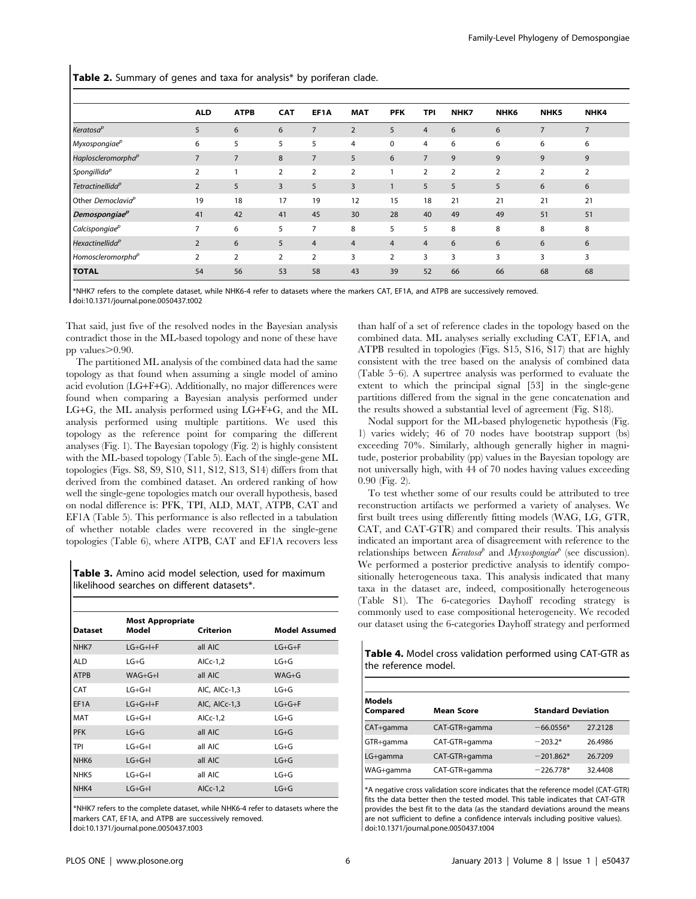**Table 2.** Summary of genes and taxa for analysis* by poriferan clade.

| | ALD | ATPB | CAT | EF1A | MAT | PFK | TPI | NHK7 | NHK6 | NHK5 | NHK4 |
|---|---|---|---|---|---|---|---|---|---|---|---|
| *Keratosa*[p] | 5 | 6 | 6 | 7 | 2 | 5 | 4 | 6 | 6 | 7 | 7 |
| *Myxospongiae*[p] | 6 | 5 | 5 | 5 | 4 | 0 | 4 | 6 | 6 | 6 | 6 |
| *Haploscleromorpha*[p] | 7 | 7 | 8 | 7 | 5 | 6 | 7 | 9 | 9 | 9 | 9 |
| *Spongillida*[p] | 2 | 1 | 2 | 2 | 2 | 1 | 2 | 2 | 2 | 2 | 2 |
| *Tetractinellida*[p] | 2 | 5 | 3 | 5 | 3 | 1 | 5 | 5 | 5 | 6 | 6 |
| Other *Democlavia*[p] | 19 | 18 | 17 | 19 | 12 | 15 | 18 | 21 | 21 | 21 | 21 |
| ***Demospongiae*[p]** | 41 | 42 | 41 | 45 | 30 | 28 | 40 | 49 | 49 | 51 | 51 |
| *Calcispongiae*[p] | 7 | 6 | 5 | 7 | 8 | 5 | 5 | 8 | 8 | 8 | 8 |
| *Hexactinellida*[p] | 2 | 6 | 5 | 4 | 4 | 4 | 4 | 6 | 6 | 6 | 6 |
| *Homoscleromorpha*[p] | 2 | 2 | 2 | 2 | 3 | 2 | 3 | 3 | 3 | 3 | 3 |
| **TOTAL** | 54 | 56 | 53 | 58 | 43 | 39 | 52 | 66 | 66 | 68 | 68 |

*NHK7 refers to the complete dataset, while NHK6-4 refer to datasets where the markers CAT, EF1A, and ATPB are successively removed.
doi:10.1371/journal.pone.0050437.t002

That said, just five of the resolved nodes in the Bayesian analysis contradict those in the ML-based topology and none of these have pp values>0.90.

The partitioned ML analysis of the combined data had the same topology as that found when assuming a single model of amino acid evolution (LG+F+G). Additionally, no major differences were found when comparing a Bayesian analysis performed under LG+G, the ML analysis performed using LG+F+G, and the ML analysis performed using multiple partitions. We used this topology as the reference point for comparing the different analyses (Fig. 1). The Bayesian topology (Fig. 2) is highly consistent with the ML-based topology (Table 5). Each of the single-gene ML topologies (Figs. S8, S9, S10, S11, S12, S13, S14) differs from that derived from the combined dataset. An ordered ranking of how well the single-gene topologies match our overall hypothesis, based on nodal difference is: PFK, TPI, ALD, MAT, ATPB, CAT and EF1A (Table 5). This performance is also reflected in a tabulation of whether notable clades were recovered in the single-gene topologies (Table 6), where ATPB, CAT and EF1A recovers less than half of a set of reference clades in the topology based on the combined data. ML analyses serially excluding CAT, EF1A, and ATPB resulted in topologies (Figs. S15, S16, S17) that are highly consistent with the tree based on the analysis of combined data (Table 5–6). A supertree analysis was performed to evaluate the extent to which the principal signal [53] in the single-gene partitions differed from the signal in the gene concatenation and the results showed a substantial level of agreement (Fig. S18).

**Table 3.** Amino acid model selection, used for maximum likelihood searches on different datasets*.

| Dataset | Most Appropriate Model | Criterion | Model Assumed |
|---|---|---|---|
| NHK7 | LG+G+I+F | all AIC | LG+G+F |
| ALD | LG+G | AICc-1,2 | LG+G |
| ATPB | WAG+G+I | all AIC | WAG+G |
| CAT | LG+G+I | AIC, AICc-1,3 | LG+G |
| EF1A | LG+G+I+F | AIC, AICc-1,3 | LG+G+F |
| MAT | LG+G+I | AICc-1,2 | LG+G |
| PFK | LG+G | all AIC | LG+G |
| TPI | LG+G+I | all AIC | LG+G |
| NHK6 | LG+G+I | all AIC | LG+G |
| NHK5 | LG+G+I | all AIC | LG+G |
| NHK4 | LG+G+I | AICc-1,2 | LG+G |

*NHK7 refers to the complete dataset, while NHK6-4 refer to datasets where the markers CAT, EF1A, and ATPB are successively removed.
doi:10.1371/journal.pone.0050437.t003

Nodal support for the ML-based phylogenetic hypothesis (Fig. 1) varies widely; 46 of 70 nodes have bootstrap support (bs) exceeding 70%. Similarly, although generally higher in magnitude, posterior probability (pp) values in the Bayesian topology are not universally high, with 44 of 70 nodes having values exceeding 0.90 (Fig. 2).

To test whether some of our results could be attributed to tree reconstruction artifacts we performed a variety of analyses. We first built trees using differently fitting models (WAG, LG, GTR, CAT, and CAT-GTR) and compared their results. This analysis indicated an important area of disagreement with reference to the relationships between *Keratosa*[p] and *Myxospongiae*[p] (see discussion). We performed a posterior predictive analysis to identify compositionally heterogeneous taxa. This analysis indicated that many taxa in the dataset are, indeed, compositionally heterogeneous (Table S1). The 6-categories Dayhoff recoding strategy is commonly used to ease compositional heterogeneity. We recoded our dataset using the 6-categories Dayhoff strategy and performed

**Table 4.** Model cross validation performed using CAT-GTR as the reference model.

| Models Compared | Mean Score | Standard Deviation | |
|---|---|---|---|
| CAT+gamma | CAT-GTR+gamma | −66.0556* | 27.2128 |
| GTR+gamma | CAT-GTR+gamma | −203.2* | 26.4986 |
| LG+gamma | CAT-GTR+gamma | −201.862* | 26.7209 |
| WAG+gamma | CAT-GTR+gamma | −226.778* | 32.4408 |

*A negative cross validation score indicates that the reference model (CAT-GTR) fits the data better then the tested model. This table indicates that CAT-GTR provides the best fit to the data (as the standard deviations around the means are not sufficient to define a confidence intervals including positive values).
doi:10.1371/journal.pone.0050437.t004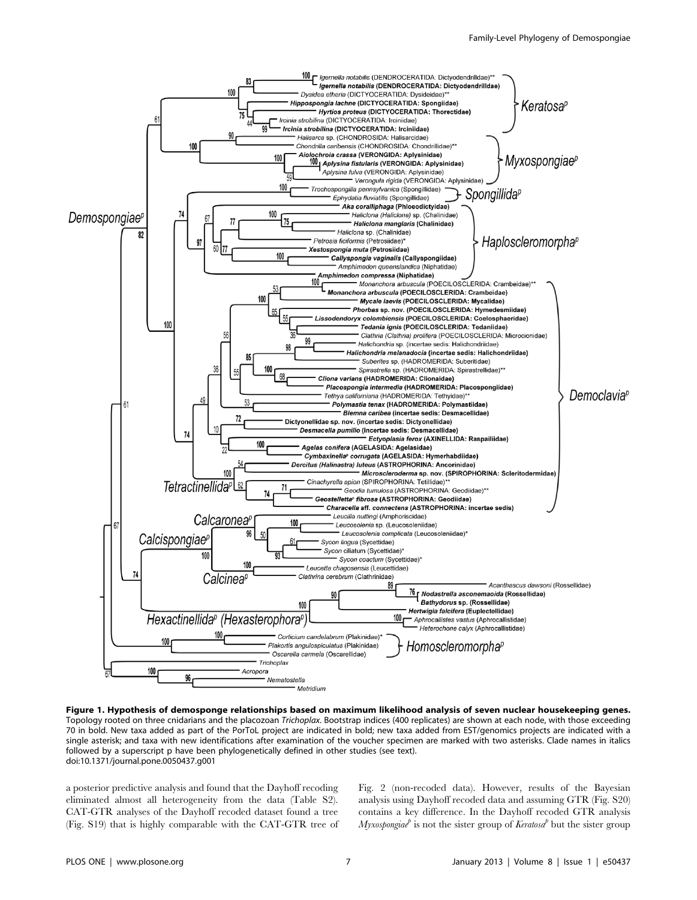**Figure 1. Hypothesis of demosponge relationships based on maximum likelihood analysis of seven nuclear housekeeping genes.** Topology rooted on three cnidarians and the placozoan *Trichoplax*. Bootstrap indices (400 replicates) are shown at each node, with those exceeding 70 in bold. New taxa added as part of the PorToL project are indicated in bold; new taxa added from EST/genomics projects are indicated with a single asterisk; and taxa with new identifications after examination of the voucher specimen are marked with two asterisks. Clade names in italics followed by a superscript p have been phylogenetically defined in other studies (see text).
doi:10.1371/journal.pone.0050437.g001

a posterior predictive analysis and found that the Dayhoff recoding eliminated almost all heterogeneity from the data (Table S2). CAT-GTR analyses of the Dayhoff recoded dataset found a tree (Fig. S19) that is highly comparable with the CAT-GTR tree of Fig. 2 (non-recoded data). However, results of the Bayesian analysis using Dayhoff recoded data and assuming GTR (Fig. S20) contains a key difference. In the Dayhoff recoded GTR analysis *Myxospongiae*[p] is not the sister group of *Keratosa*[p] but the sister group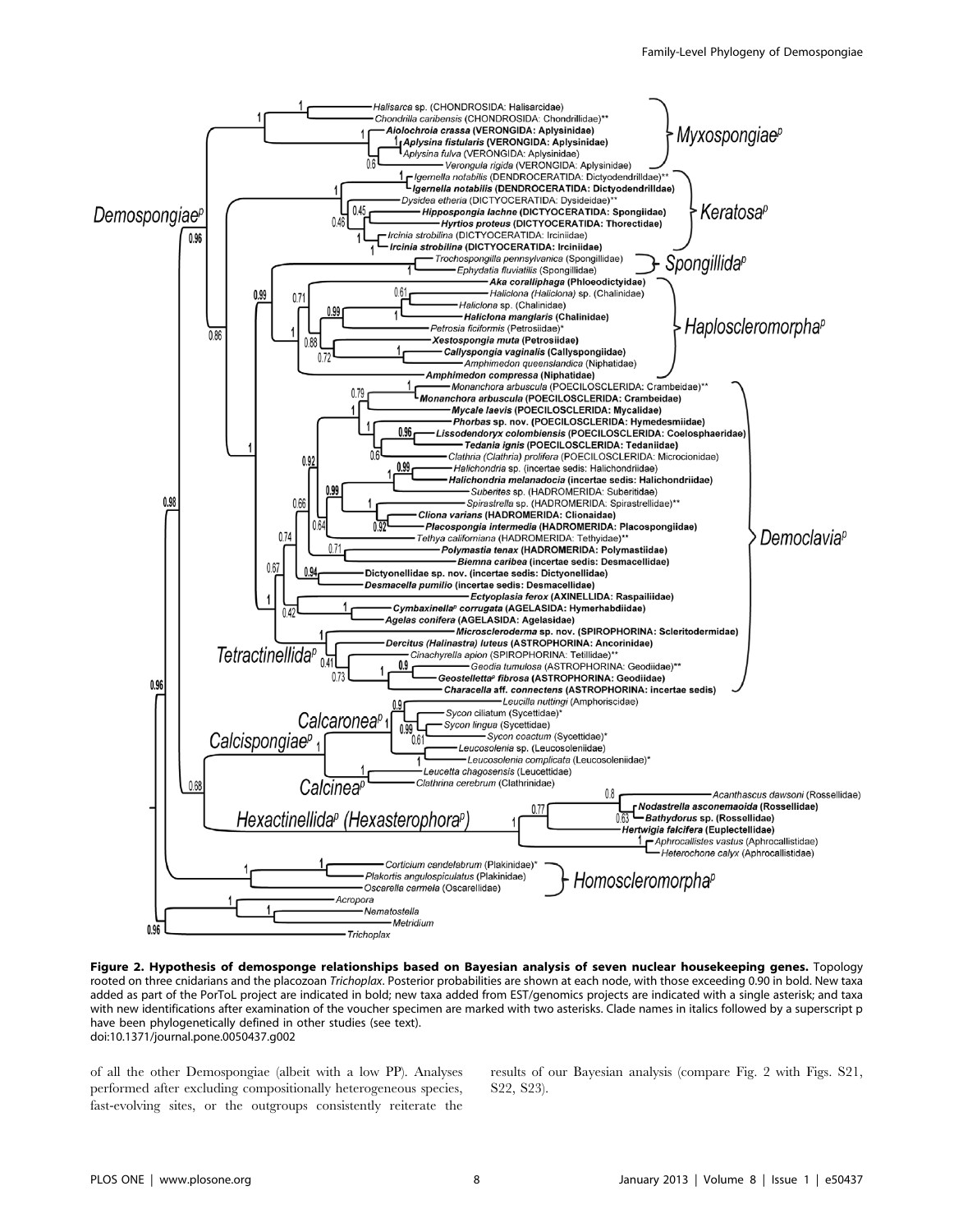**Figure 2. Hypothesis of demosponge relationships based on Bayesian analysis of seven nuclear housekeeping genes.** Topology rooted on three cnidarians and the placozoan *Trichoplax*. Posterior probabilities are shown at each node, with those exceeding 0.90 in bold. New taxa added as part of the PorToL project are indicated in bold; new taxa added from EST/genomics projects are indicated with a single asterisk; and taxa with new identifications after examination of the voucher specimen are marked with two asterisks. Clade names in italics followed by a superscript p have been phylogenetically defined in other studies (see text).
doi:10.1371/journal.pone.0050437.g002

of all the other Demospongiae (albeit with a low PP). Analyses performed after excluding compositionally heterogeneous species, fast-evolving sites, or the outgroups consistently reiterate the results of our Bayesian analysis (compare Fig. 2 with Figs. S21, S22, S23).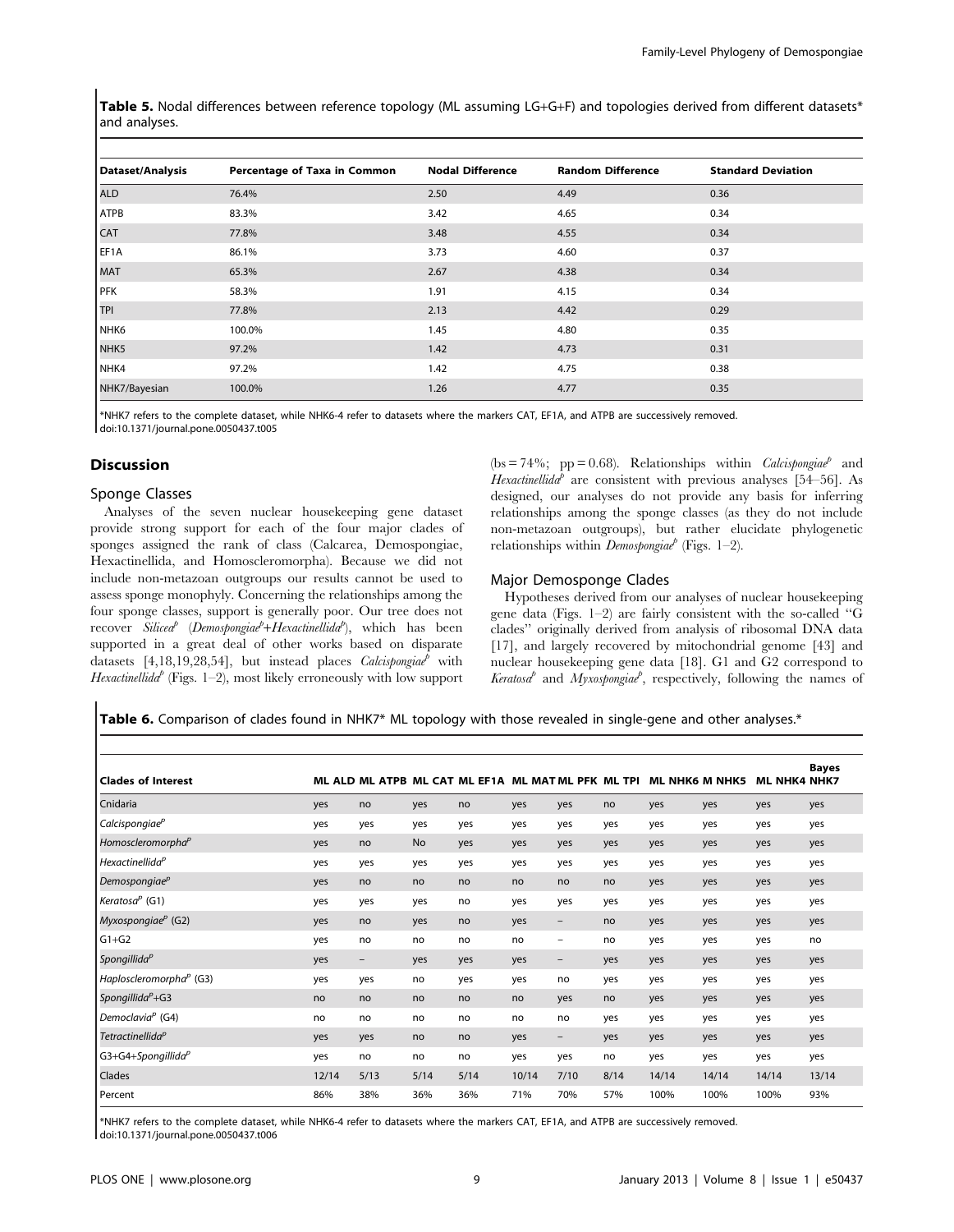**Table 5.** Nodal differences between reference topology (ML assuming LG+G+F) and topologies derived from different datasets* and analyses.

| Dataset/Analysis | Percentage of Taxa in Common | Nodal Difference | Random Difference | Standard Deviation |
|---|---|---|---|---|
| ALD | 76.4% | 2.50 | 4.49 | 0.36 |
| ATPB | 83.3% | 3.42 | 4.65 | 0.34 |
| CAT | 77.8% | 3.48 | 4.55 | 0.34 |
| EF1A | 86.1% | 3.73 | 4.60 | 0.37 |
| MAT | 65.3% | 2.67 | 4.38 | 0.34 |
| PFK | 58.3% | 1.91 | 4.15 | 0.34 |
| TPI | 77.8% | 2.13 | 4.42 | 0.29 |
| NHK6 | 100.0% | 1.45 | 4.80 | 0.35 |
| NHK5 | 97.2% | 1.42 | 4.73 | 0.31 |
| NHK4 | 97.2% | 1.42 | 4.75 | 0.38 |
| NHK7/Bayesian | 100.0% | 1.26 | 4.77 | 0.35 |

*NHK7 refers to the complete dataset, while NHK6-4 refer to datasets where the markers CAT, EF1A, and ATPB are successively removed.
doi:10.1371/journal.pone.0050437.t005

## Discussion

### Sponge Classes

Analyses of the seven nuclear housekeeping gene dataset provide strong support for each of the four major clades of sponges assigned the rank of class (Calcarea, Demospongiae, Hexactinellida, and Homoscleromorpha). Because we did not include non-metazoan outgroups our results cannot be used to assess sponge monophyly. Concerning the relationships among the four sponge classes, support is generally poor. Our tree does not recover *Silicea*[P] (*Demospongiae*[P]+*Hexactinellida*[P]), which has been supported in a great deal of other works based on disparate datasets [4,18,19,28,54], but instead places *Calcispongiae*[P] with *Hexactinellida*[P] (Figs. 1–2), most likely erroneously with low support (bs = 74%; pp = 0.68). Relationships within *Calcispongiae*[P] and *Hexactinellida*[P] are consistent with previous analyses [54–56]. As designed, our analyses do not provide any basis for inferring relationships among the sponge classes (as they do not include non-metazoan outgroups), but rather elucidate phylogenetic relationships within *Demospongiae*[P] (Figs. 1–2).

### Major Demosponge Clades

Hypotheses derived from our analyses of nuclear housekeeping gene data (Figs. 1–2) are fairly consistent with the so-called "G clades" originally derived from analysis of ribosomal DNA data [17], and largely recovered by mitochondrial genome [43] and nuclear housekeeping gene data [18]. G1 and G2 correspond to *Keratosa*[P] and *Myxospongiae*[P], respectively, following the names of

**Table 6.** Comparison of clades found in NHK7* ML topology with those revealed in single-gene and other analyses.*

| Clades of Interest | ML ALD | ML ATPB | ML CAT | ML EF1A | ML MAT | ML PFK | ML TPI | ML NHK6 | M NHK5 | ML NHK4 | Bayes NHK7 |
|---|---|---|---|---|---|---|---|---|---|---|---|
| Cnidaria | yes | no | yes | no | yes | yes | no | yes | yes | yes | yes |
| *Calcispongiae*[P] | yes | yes | yes | yes | yes | yes | yes | yes | yes | yes | yes |
| *Homoscleromorpha*[P] | yes | no | No | yes | yes | yes | yes | yes | yes | yes | yes |
| *Hexactinellida*[P] | yes | yes | yes | yes | yes | yes | yes | yes | yes | yes | yes |
| *Demospongiae*[P] | yes | no | no | no | no | no | no | yes | yes | yes | yes |
| *Keratosa*[P] (G1) | yes | yes | yes | no | yes | yes | yes | yes | yes | yes | yes |
| *Myxospongiae*[P] (G2) | yes | no | yes | no | yes | – | no | yes | yes | yes | yes |
| G1+G2 | yes | no | no | no | no | – | no | yes | yes | yes | no |
| *Spongillida*[P] | yes | – | yes | yes | yes | – | yes | yes | yes | yes | yes |
| *Haploscleromorpha*[P] (G3) | yes | yes | no | yes | yes | no | yes | yes | yes | yes | yes |
| *Spongillida*[P]+G3 | no | no | no | no | no | yes | no | yes | yes | yes | yes |
| *Democlavia*[P] (G4) | no | no | no | no | no | no | yes | yes | yes | yes | yes |
| *Tetractinellida*[P] | yes | yes | no | no | yes | – | yes | yes | yes | yes | yes |
| G3+G4+*Spongillida*[P] | yes | no | no | no | yes | yes | no | yes | yes | yes | yes |
| Clades | 12/14 | 5/13 | 5/14 | 5/14 | 10/14 | 7/10 | 8/14 | 14/14 | 14/14 | 14/14 | 13/14 |
| Percent | 86% | 38% | 36% | 36% | 71% | 70% | 57% | 100% | 100% | 100% | 93% |

*NHK7 refers to the complete dataset, while NHK6-4 refer to datasets where the markers CAT, EF1A, and ATPB are successively removed.
doi:10.1371/journal.pone.0050437.t006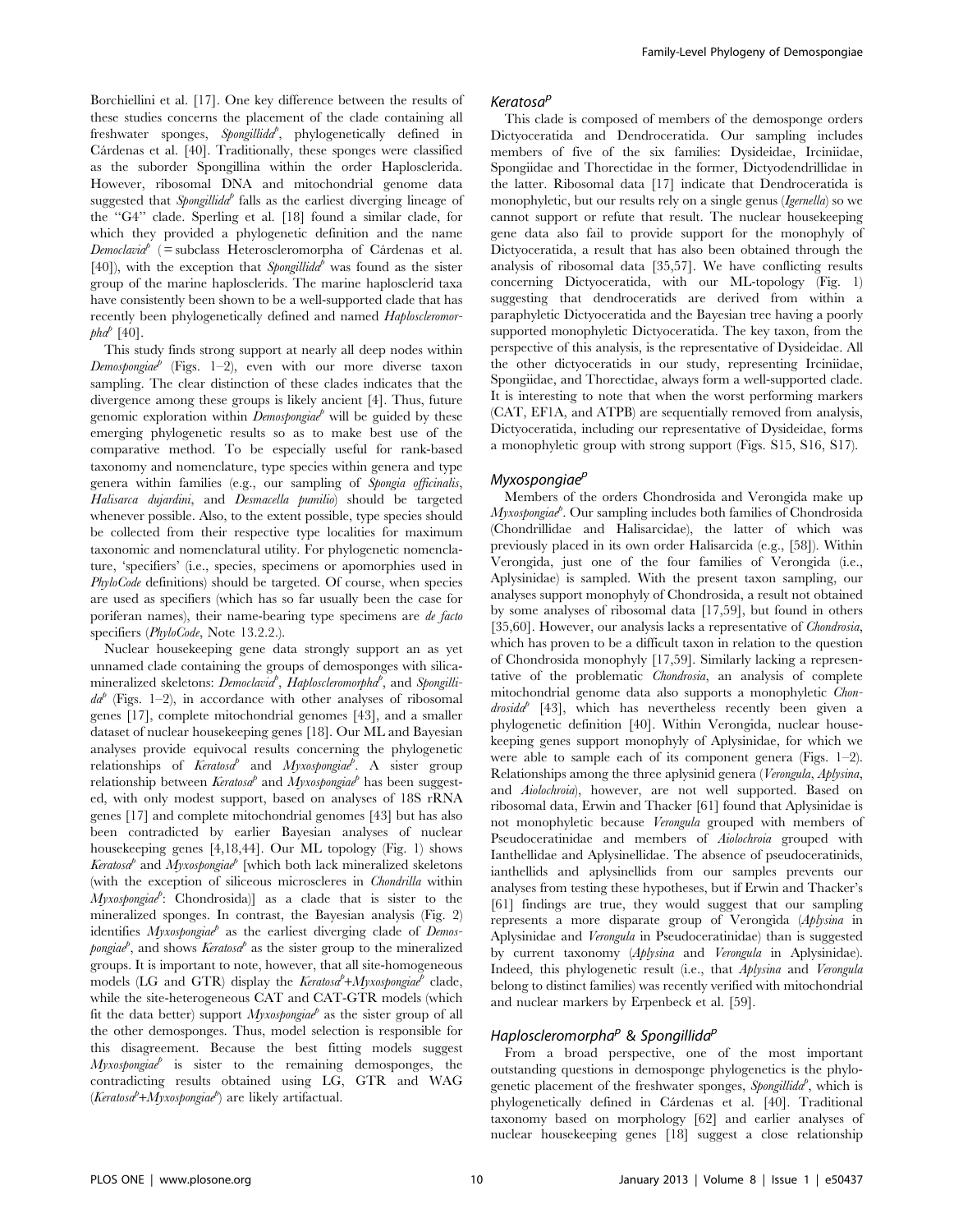Borchiellini et al. [17]. One key difference between the results of these studies concerns the placement of the clade containing all freshwater sponges, *Spongillida*$^{P}$, phylogenetically defined in Cárdenas et al. [40]. Traditionally, these sponges were classified as the suborder Spongillina within the order Haplosclerida. However, ribosomal DNA and mitochondrial genome data suggested that *Spongillida*$^{P}$ falls as the earliest diverging lineage of the "G4" clade. Sperling et al. [18] found a similar clade, for which they provided a phylogenetic definition and the name *Democlavia*$^{P}$ (= subclass Heteroscleromorpha of Cárdenas et al. [40]), with the exception that *Spongillida*$^{P}$ was found as the sister group of the marine haplosclerids. The marine haplosclerid taxa have consistently been shown to be a well-supported clade that has recently been phylogenetically defined and named *Haploscleromorpha*$^{P}$ [40].

This study finds strong support at nearly all deep nodes within *Demospongiae*$^{P}$ (Figs. 1–2), even with our more diverse taxon sampling. The clear distinction of these clades indicates that the divergence among these groups is likely ancient [4]. Thus, future genomic exploration within *Demospongiae*$^{P}$ will be guided by these emerging phylogenetic results so as to make best use of the comparative method. To be especially useful for rank-based taxonomy and nomenclature, type species within genera and type genera within families (e.g., our sampling of *Spongia officinalis*, *Halisarca dujardini*, and *Desmacella pumilio*) should be targeted whenever possible. Also, to the extent possible, type species should be collected from their respective type localities for maximum taxonomic and nomenclatural utility. For phylogenetic nomenclature, 'specifiers' (i.e., species, specimens or apomorphies used in *PhyloCode* definitions) should be targeted. Of course, when species are used as specifiers (which has so far usually been the case for poriferan names), their name-bearing type specimens are *de facto* specifiers (*PhyloCode*, Note 13.2.2.).

Nuclear housekeeping gene data strongly support an as yet unnamed clade containing the groups of demosponges with silica-mineralized skeletons: *Democlavia*$^{P}$, *Haploscleromorpha*$^{P}$, and *Spongillida*$^{P}$ (Figs. 1–2), in accordance with other analyses of ribosomal genes [17], complete mitochondrial genomes [43], and a smaller dataset of nuclear housekeeping genes [18]. Our ML and Bayesian analyses provide equivocal results concerning the phylogenetic relationships of *Keratosa*$^{P}$ and *Myxospongiae*$^{P}$. A sister group relationship between *Keratosa*$^{P}$ and *Myxospongiae*$^{P}$ has been suggested, with only modest support, based on analyses of 18S rRNA genes [17] and complete mitochondrial genomes [43] but has also been contradicted by earlier Bayesian analyses of nuclear housekeeping genes [4,18,44]. Our ML topology (Fig. 1) shows *Keratosa*$^{P}$ and *Myxospongiae*$^{P}$ [which both lack mineralized skeletons (with the exception of siliceous microscleres in *Chondrilla* within *Myxospongiae*$^{P}$: Chondrosida)] as a clade that is sister to the mineralized sponges. In contrast, the Bayesian analysis (Fig. 2) identifies *Myxospongiae*$^{P}$ as the earliest diverging clade of *Demospongiae*$^{P}$, and shows *Keratosa*$^{P}$ as the sister group to the mineralized groups. It is important to note, however, that all site-homogeneous models (LG and GTR) display the *Keratosa*$^{P}$+*Myxospongiae*$^{P}$ clade, while the site-heterogeneous CAT and CAT-GTR models (which fit the data better) support *Myxospongiae*$^{P}$ as the sister group of all the other demosponges. Thus, model selection is responsible for this disagreement. Because the best fitting models suggest *Myxospongiae*$^{P}$ is sister to the remaining demosponges, the contradicting results obtained using LG, GTR and WAG (*Keratosa*$^{P}$+*Myxospongiae*$^{P}$) are likely artifactual.

### *Keratosa*$^{P}$

This clade is composed of members of the demosponge orders Dictyoceratida and Dendroceratida. Our sampling includes members of five of the six families: Dysideidae, Irciniidae, Spongiidae and Thorectidae in the former, Dictyodendrillidae in the latter. Ribosomal data [17] indicate that Dendroceratida is monophyletic, but our results rely on a single genus (*Igernella*) so we cannot support or refute that result. The nuclear housekeeping gene data also fail to provide support for the monophyly of Dictyoceratida, a result that has also been obtained through the analysis of ribosomal data [35,57]. We have conflicting results concerning Dictyoceratida, with our ML-topology (Fig. 1) suggesting that dendroceratids are derived from within a paraphyletic Dictyoceratida and the Bayesian tree having a poorly supported monophyletic Dictyoceratida. The key taxon, from the perspective of this analysis, is the representative of Dysideidae. All the other dictyoceratids in our study, representing Irciniidae, Spongiidae, and Thorectidae, always form a well-supported clade. It is interesting to note that when the worst performing markers (CAT, EF1A, and ATPB) are sequentially removed from analysis, Dictyoceratida, including our representative of Dysideidae, forms a monophyletic group with strong support (Figs. S15, S16, S17).

### *Myxospongiae*$^{P}$

Members of the orders Chondrosida and Verongida make up *Myxospongiae*$^{P}$. Our sampling includes both families of Chondrosida (Chondrillidae and Halisarcidae), the latter of which was previously placed in its own order Halisarcida (e.g., [58]). Within Verongida, just one of the four families of Verongida (i.e., Aplysinidae) is sampled. With the present taxon sampling, our analyses support monophyly of Chondrosida, a result not obtained by some analyses of ribosomal data [17,59], but found in others [35,60]. However, our analysis lacks a representative of *Chondrosia*, which has proven to be a difficult taxon in relation to the question of Chondrosida monophyly [17,59]. Similarly lacking a representative of the problematic *Chondrosia*, an analysis of complete mitochondrial genome data also supports a monophyletic *Chondrosida*$^{P}$ [43], which has nevertheless recently been given a phylogenetic definition [40]. Within Verongida, nuclear housekeeping genes support monophyly of Aplysinidae, for which we were able to sample each of its component genera (Figs. 1–2). Relationships among the three aplysinid genera (*Verongula*, *Aplysina*, and *Aiolochroia*), however, are not well supported. Based on ribosomal data, Erwin and Thacker [61] found that Aplysinidae is not monophyletic because *Verongula* grouped with members of Pseudoceratinidae and members of *Aiolochroia* grouped with Ianthellidae and Aplysinellidae. The absence of pseudoceratinids, ianthellids and aplysinellids from our samples prevents our analyses from testing these hypotheses, but if Erwin and Thacker's [61] findings are true, they would suggest that our sampling represents a more disparate group of Verongida (*Aplysina* in Aplysinidae and *Verongula* in Pseudoceratinidae) than is suggested by current taxonomy (*Aplysina* and *Verongula* in Aplysinidae). Indeed, this phylogenetic result (i.e., that *Aplysina* and *Verongula* belong to distinct families) was recently verified with mitochondrial and nuclear markers by Erpenbeck et al. [59].

### *Haploscleromorpha*$^{P}$ & *Spongillida*$^{P}$

From a broad perspective, one of the most important outstanding questions in demosponge phylogenetics is the phylogenetic placement of the freshwater sponges, *Spongillida*$^{P}$, which is phylogenetically defined in Cárdenas et al. [40]. Traditional taxonomy based on morphology [62] and earlier analyses of nuclear housekeeping genes [18] suggest a close relationship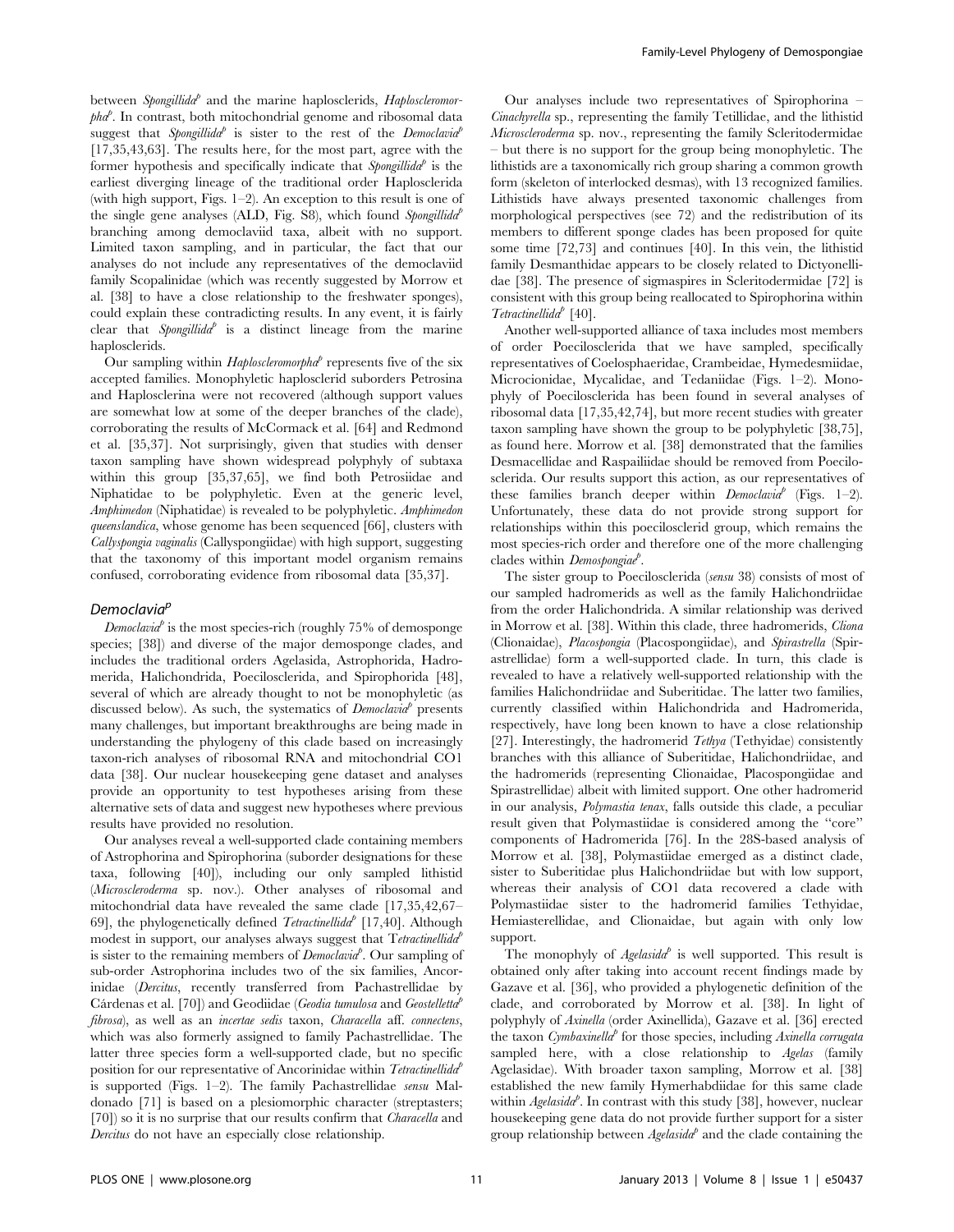between *Spongillida*[p] and the marine haplosclerids, *Haplosclero­morpha*[p]. In contrast, both mitochondrial genome and ribosomal data suggest that *Spongillida*[p] is sister to the rest of the *Democlavia*[p] [17,35,43,63]. The results here, for the most part, agree with the former hypothesis and specifically indicate that *Spongillida*[p] is the earliest diverging lineage of the traditional order Haplosclerida (with high support, Figs. 1–2). An exception to this result is one of the single gene analyses (ALD, Fig. S8), which found *Spongillida*[p] branching among democlaviid taxa, albeit with no support. Limited taxon sampling, and in particular, the fact that our analyses do not include any representatives of the democlaviid family Scopalinidae (which was recently suggested by Morrow et al. [38] to have a close relationship to the freshwater sponges), could explain these contradicting results. In any event, it is fairly clear that *Spongillida*[p] is a distinct lineage from the marine haplosclerids.

Our sampling within *Haploscleromorpha*[p] represents five of the six accepted families. Monophyletic haplosclerid suborders Petrosina and Haplosclerina were not recovered (although support values are somewhat low at some of the deeper branches of the clade), corroborating the results of McCormack et al. [64] and Redmond et al. [35,37]. Not surprisingly, given that studies with denser taxon sampling have shown widespread polyphyly of subtaxa within this group [35,37,65], we find both Petrosiidae and Niphatidae to be polyphyletic. Even at the generic level, *Amphimedon* (Niphatidae) is revealed to be polyphyletic. *Amphimedon queenslandica*, whose genome has been sequenced [66], clusters with *Callyspongia vaginalis* (Callyspongiidae) with high support, suggesting that the taxonomy of this important model organism remains confused, corroborating evidence from ribosomal data [35,37].

### *Democlavia*[p]

*Democlavia*[p] is the most species-rich (roughly 75% of demosponge species; [38]) and diverse of the major demosponge clades, and includes the traditional orders Agelasida, Astrophorida, Hadromerida, Halichondrida, Poecilosclerida, and Spirophorida [48], several of which are already thought to not be monophyletic (as discussed below). As such, the systematics of *Democlavia*[p] presents many challenges, but important breakthroughs are being made in understanding the phylogeny of this clade based on increasingly taxon-rich analyses of ribosomal RNA and mitochondrial CO1 data [38]. Our nuclear housekeeping gene dataset and analyses provide an opportunity to test hypotheses arising from these alternative sets of data and suggest new hypotheses where previous results have provided no resolution.

Our analyses reveal a well-supported clade containing members of Astrophorina and Spirophorina (suborder designations for these taxa, following [40]), including our only sampled lithistid (*Microscleroderma* sp. nov.). Other analyses of ribosomal and mitochondrial data have revealed the same clade [17,35,42,67–69], the phylogenetically defined *Tetractinellida*[p] [17,40]. Although modest in support, our analyses always suggest that T*etractinellida*[p] is sister to the remaining members of *Democlavia*[p]. Our sampling of sub-order Astrophorina includes two of the six families, Ancorinidae (*Dercitus*, recently transferred from Pachastrellidae by Cárdenas et al. [70]) and Geodiidae (*Geodia tumulosa* and *Geostelletta*[p] *fibrosa*), as well as an *incertae sedis* taxon, *Characella* aff. *connectens*, which was also formerly assigned to family Pachastrellidae. The latter three species form a well-supported clade, but no specific position for our representative of Ancorinidae within *Tetractinellida*[p] is supported (Figs. 1–2). The family Pachastrellidae *sensu* Maldonado [71] is based on a plesiomorphic character (streptasters; [70]) so it is no surprise that our results confirm that *Characella* and *Dercitus* do not have an especially close relationship.

Our analyses include two representatives of Spirophorina – *Cinachyrella* sp., representing the family Tetillidae, and the lithistid *Microscleroderma* sp. nov., representing the family Scleritodermidae – but there is no support for the group being monophyletic. The lithistids are a taxonomically rich group sharing a common growth form (skeleton of interlocked desmas), with 13 recognized families. Lithistids have always presented taxonomic challenges from morphological perspectives (see 72) and the redistribution of its members to different sponge clades has been proposed for quite some time [72,73] and continues [40]. In this vein, the lithistid family Desmanthidae appears to be closely related to Dictyonellidae [38]. The presence of sigmaspires in Scleritodermidae [72] is consistent with this group being reallocated to Spirophorina within *Tetractinellida*[p] [40].

Another well-supported alliance of taxa includes most members of order Poecilosclerida that we have sampled, specifically representatives of Coelosphaeridae, Crambeidae, Hymedesmiidae, Microcionidae, Mycalidae, and Tedaniidae (Figs. 1–2). Monophyly of Poecilosclerida has been found in several analyses of ribosomal data [17,35,42,74], but more recent studies with greater taxon sampling have shown the group to be polyphyletic [38,75], as found here. Morrow et al. [38] demonstrated that the families Desmacellidae and Raspailiidae should be removed from Poecilosclerida. Our results support this action, as our representatives of these families branch deeper within *Democlavia*[p] (Figs. 1–2). Unfortunately, these data do not provide strong support for relationships within this poecilosclerid group, which remains the most species-rich order and therefore one of the more challenging clades within *Demospongiae*[p].

The sister group to Poecilosclerida (*sensu* 38) consists of most of our sampled hadromerids as well as the family Halichondriidae from the order Halichondrida. A similar relationship was derived in Morrow et al. [38]. Within this clade, three hadromerids, *Cliona* (Clionaidae), *Placospongia* (Placospongiidae), and *Spirastrella* (Spirastrellidae) form a well-supported clade. In turn, this clade is revealed to have a relatively well-supported relationship with the families Halichondriidae and Suberitidae. The latter two families, currently classified within Halichondrida and Hadromerida, respectively, have long been known to have a close relationship [27]. Interestingly, the hadromerid *Tethya* (Tethyidae) consistently branches with this alliance of Suberitidae, Halichondriidae, and the hadromerids (representing Clionaidae, Placospongiidae and Spirastrellidae) albeit with limited support. One other hadromerid in our analysis, *Polymastia tenax*, falls outside this clade, a peculiar result given that Polymastiidae is considered among the "core" components of Hadromerida [76]. In the 28S-based analysis of Morrow et al. [38], Polymastiidae emerged as a distinct clade, sister to Suberitidae plus Halichondriidae but with low support, whereas their analysis of CO1 data recovered a clade with Polymastiidae sister to the hadromerid families Tethyidae, Hemiasterellidae, and Clionaidae, but again with only low support.

The monophyly of *Agelasida*[p] is well supported. This result is obtained only after taking into account recent findings made by Gazave et al. [36], who provided a phylogenetic definition of the clade, and corroborated by Morrow et al. [38]. In light of polyphyly of *Axinella* (order Axinellida), Gazave et al. [36] erected the taxon *Cymbaxinella*[p] for those species, including *Axinella corrugata* sampled here, with a close relationship to *Agelas* (family Agelasidae). With broader taxon sampling, Morrow et al. [38] established the new family Hymerhabdiidae for this same clade within *Agelasida*[p]. In contrast with this study [38], however, nuclear housekeeping gene data do not provide further support for a sister group relationship between *Agelasida*[p] and the clade containing the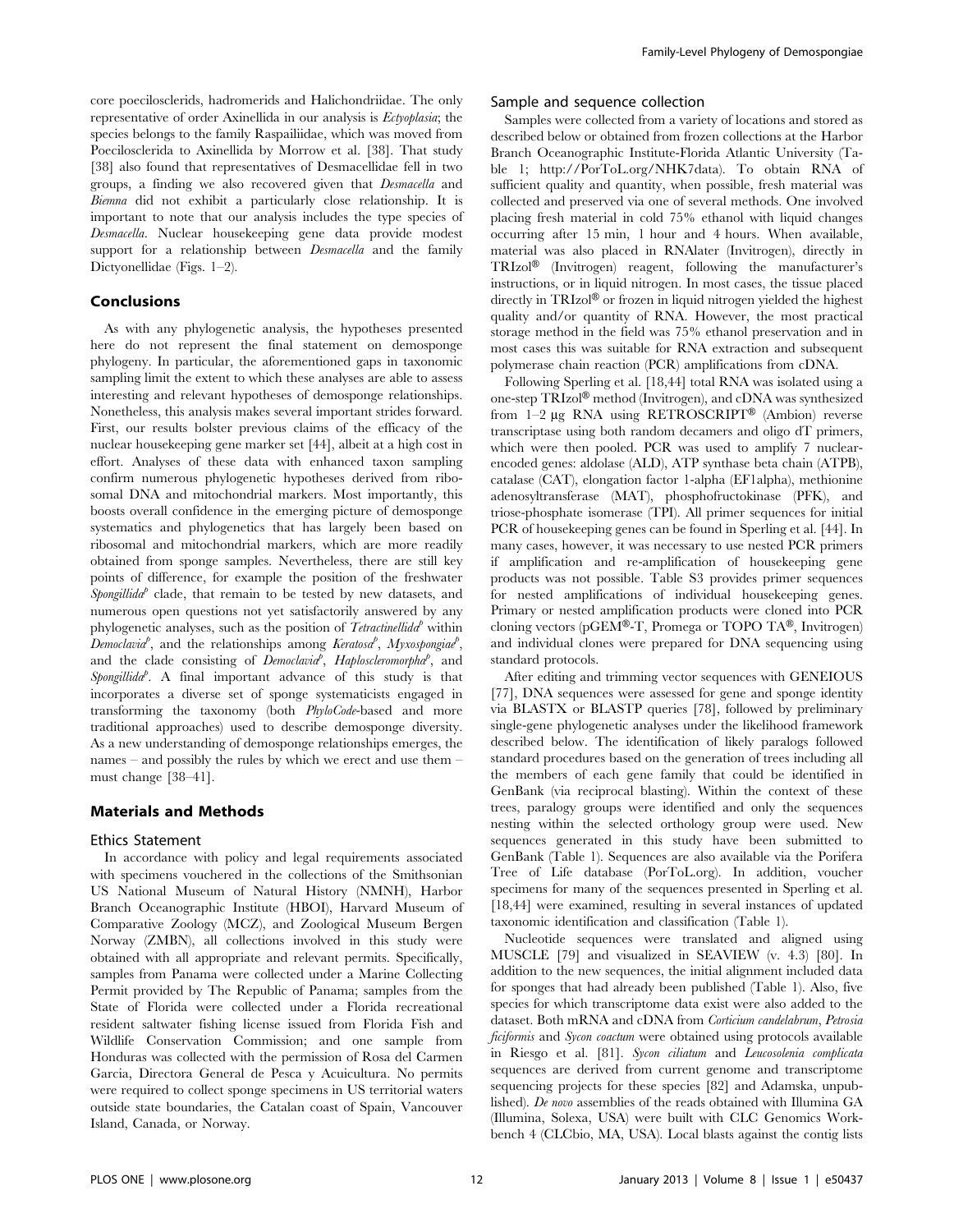core poecilosclerids, hadromerids and Halichondriidae. The only representative of order Axinellida in our analysis is *Ectyoplasia*; the species belongs to the family Raspailiidae, which was moved from Poecilosclerida to Axinellida by Morrow et al. [38]. That study [38] also found that representatives of Desmacellidae fell in two groups, a finding we also recovered given that *Desmacella* and *Biemna* did not exhibit a particularly close relationship. It is important to note that our analysis includes the type species of *Desmacella*. Nuclear housekeeping gene data provide modest support for a relationship between *Desmacella* and the family Dictyonellidae (Figs. 1–2).

## Conclusions

As with any phylogenetic analysis, the hypotheses presented here do not represent the final statement on demosponge phylogeny. In particular, the aforementioned gaps in taxonomic sampling limit the extent to which these analyses are able to assess interesting and relevant hypotheses of demosponge relationships. Nonetheless, this analysis makes several important strides forward. First, our results bolster previous claims of the efficacy of the nuclear housekeeping gene marker set [44], albeit at a high cost in effort. Analyses of these data with enhanced taxon sampling confirm numerous phylogenetic hypotheses derived from ribosomal DNA and mitochondrial markers. Most importantly, this boosts overall confidence in the emerging picture of demosponge systematics and phylogenetics that has largely been based on ribosomal and mitochondrial markers, which are more readily obtained from sponge samples. Nevertheless, there are still key points of difference, for example the position of the freshwater *Spongillida*[P] clade, that remain to be tested by new datasets, and numerous open questions not yet satisfactorily answered by any phylogenetic analyses, such as the position of *Tetractinellida*[P] within *Democlavia*[P], and the relationships among *Keratosa*[P], *Myxospongiae*[P], and the clade consisting of *Democlavia*[P], *Haploscleromorpha*[P], and *Spongillida*[P]. A final important advance of this study is that incorporates a diverse set of sponge systematicists engaged in transforming the taxonomy (both *PhyloCode*-based and more traditional approaches) used to describe demosponge diversity. As a new understanding of demosponge relationships emerges, the names – and possibly the rules by which we erect and use them – must change [38–41].

## Materials and Methods

### Ethics Statement

In accordance with policy and legal requirements associated with specimens vouchered in the collections of the Smithsonian US National Museum of Natural History (NMNH), Harbor Branch Oceanographic Institute (HBOI), Harvard Museum of Comparative Zoology (MCZ), and Zoological Museum Bergen Norway (ZMBN), all collections involved in this study were obtained with all appropriate and relevant permits. Specifically, samples from Panama were collected under a Marine Collecting Permit provided by The Republic of Panama; samples from the State of Florida were collected under a Florida recreational resident saltwater fishing license issued from Florida Fish and Wildlife Conservation Commission; and one sample from Honduras was collected with the permission of Rosa del Carmen Garcia, Directora General de Pesca y Acuicultura. No permits were required to collect sponge specimens in US territorial waters outside state boundaries, the Catalan coast of Spain, Vancouver Island, Canada, or Norway.

### Sample and sequence collection

Samples were collected from a variety of locations and stored as described below or obtained from frozen collections at the Harbor Branch Oceanographic Institute-Florida Atlantic University (Table 1; http://PorToL.org/NHK7data). To obtain RNA of sufficient quality and quantity, when possible, fresh material was collected and preserved via one of several methods. One involved placing fresh material in cold 75% ethanol with liquid changes occurring after 15 min, 1 hour and 4 hours. When available, material was also placed in RNAlater (Invitrogen), directly in TRIzol® (Invitrogen) reagent, following the manufacturer's instructions, or in liquid nitrogen. In most cases, the tissue placed directly in TRIzol® or frozen in liquid nitrogen yielded the highest quality and/or quantity of RNA. However, the most practical storage method in the field was 75% ethanol preservation and in most cases this was suitable for RNA extraction and subsequent polymerase chain reaction (PCR) amplifications from cDNA.

Following Sperling et al. [18,44] total RNA was isolated using a one-step TRIzol® method (Invitrogen), and cDNA was synthesized from 1–2 µg RNA using RETROSCRIPT® (Ambion) reverse transcriptase using both random decamers and oligo dT primers, which were then pooled. PCR was used to amplify 7 nuclear-encoded genes: aldolase (ALD), ATP synthase beta chain (ATPB), catalase (CAT), elongation factor 1-alpha (EF1alpha), methionine adenosyltransferase (MAT), phosphofructokinase (PFK), and triose-phosphate isomerase (TPI). All primer sequences for initial PCR of housekeeping genes can be found in Sperling et al. [44]. In many cases, however, it was necessary to use nested PCR primers if amplification and re-amplification of housekeeping gene products was not possible. Table S3 provides primer sequences for nested amplifications of individual housekeeping genes. Primary or nested amplification products were cloned into PCR cloning vectors (pGEM®-T, Promega or TOPO TA®, Invitrogen) and individual clones were prepared for DNA sequencing using standard protocols.

After editing and trimming vector sequences with GENEIOUS [77], DNA sequences were assessed for gene and sponge identity via BLASTX or BLASTP queries [78], followed by preliminary single-gene phylogenetic analyses under the likelihood framework described below. The identification of likely paralogs followed standard procedures based on the generation of trees including all the members of each gene family that could be identified in GenBank (via reciprocal blasting). Within the context of these trees, paralogy groups were identified and only the sequences nesting within the selected orthology group were used. New sequences generated in this study have been submitted to GenBank (Table 1). Sequences are also available via the Porifera Tree of Life database (PorToL.org). In addition, voucher specimens for many of the sequences presented in Sperling et al. [18,44] were examined, resulting in several instances of updated taxonomic identification and classification (Table 1).

Nucleotide sequences were translated and aligned using MUSCLE [79] and visualized in SEAVIEW (v. 4.3) [80]. In addition to the new sequences, the initial alignment included data for sponges that had already been published (Table 1). Also, five species for which transcriptome data exist were also added to the dataset. Both mRNA and cDNA from *Corticium candelabrum*, *Petrosia ficiformis* and *Sycon coactum* were obtained using protocols available in Riesgo et al. [81]. *Sycon ciliatum* and *Leucosolenia complicata* sequences are derived from current genome and transcriptome sequencing projects for these species [82] and Adamska, unpublished). *De novo* assemblies of the reads obtained with Illumina GA (Illumina, Solexa, USA) were built with CLC Genomics Workbench 4 (CLCbio, MA, USA). Local blasts against the contig lists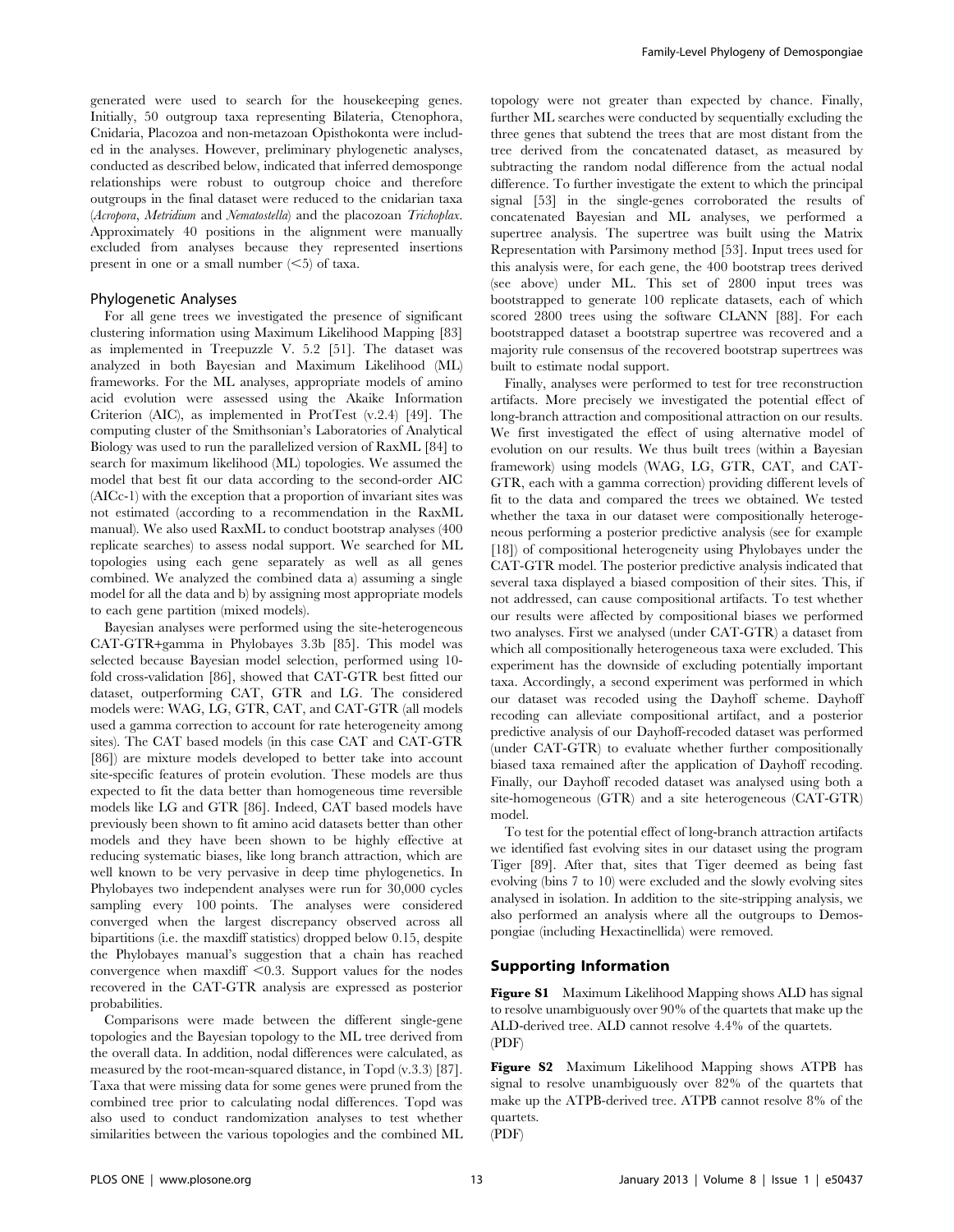generated were used to search for the housekeeping genes. Initially, 50 outgroup taxa representing Bilateria, Ctenophora, Cnidaria, Placozoa and non-metazoan Opisthokonta were included in the analyses. However, preliminary phylogenetic analyses, conducted as described below, indicated that inferred demosponge relationships were robust to outgroup choice and therefore outgroups in the final dataset were reduced to the cnidarian taxa (*Acropora*, *Metridium* and *Nematostella*) and the placozoan *Trichoplax*. Approximately 40 positions in the alignment were manually excluded from analyses because they represented insertions present in one or a small number (<5) of taxa.

### Phylogenetic Analyses

For all gene trees we investigated the presence of significant clustering information using Maximum Likelihood Mapping [83] as implemented in Treepuzzle V. 5.2 [51]. The dataset was analyzed in both Bayesian and Maximum Likelihood (ML) frameworks. For the ML analyses, appropriate models of amino acid evolution were assessed using the Akaike Information Criterion (AIC), as implemented in ProtTest (v.2.4) [49]. The computing cluster of the Smithsonian's Laboratories of Analytical Biology was used to run the parallelized version of RaxML [84] to search for maximum likelihood (ML) topologies. We assumed the model that best fit our data according to the second-order AIC (AICc-1) with the exception that a proportion of invariant sites was not estimated (according to a recommendation in the RaxML manual). We also used RaxML to conduct bootstrap analyses (400 replicate searches) to assess nodal support. We searched for ML topologies using each gene separately as well as all genes combined. We analyzed the combined data a) assuming a single model for all the data and b) by assigning most appropriate models to each gene partition (mixed models).

Bayesian analyses were performed using the site-heterogeneous CAT-GTR+gamma in Phylobayes 3.3b [85]. This model was selected because Bayesian model selection, performed using 10-fold cross-validation [86], showed that CAT-GTR best fitted our dataset, outperforming CAT, GTR and LG. The considered models were: WAG, LG, GTR, CAT, and CAT-GTR (all models used a gamma correction to account for rate heterogeneity among sites). The CAT based models (in this case CAT and CAT-GTR [86]) are mixture models developed to better take into account site-specific features of protein evolution. These models are thus expected to fit the data better than homogeneous time reversible models like LG and GTR [86]. Indeed, CAT based models have previously been shown to fit amino acid datasets better than other models and they have been shown to be highly effective at reducing systematic biases, like long branch attraction, which are well known to be very pervasive in deep time phylogenetics. In Phylobayes two independent analyses were run for 30,000 cycles sampling every 100 points. The analyses were considered converged when the largest discrepancy observed across all bipartitions (i.e. the maxdiff statistics) dropped below 0.15, despite the Phylobayes manual's suggestion that a chain has reached convergence when maxdiff <0.3. Support values for the nodes recovered in the CAT-GTR analysis are expressed as posterior probabilities.

Comparisons were made between the different single-gene topologies and the Bayesian topology to the ML tree derived from the overall data. In addition, nodal differences were calculated, as measured by the root-mean-squared distance, in Topd (v.3.3) [87]. Taxa that were missing data for some genes were pruned from the combined tree prior to calculating nodal differences. Topd was also used to conduct randomization analyses to test whether similarities between the various topologies and the combined ML topology were not greater than expected by chance. Finally, further ML searches were conducted by sequentially excluding the three genes that subtend the trees that are most distant from the tree derived from the concatenated dataset, as measured by subtracting the random nodal difference from the actual nodal difference. To further investigate the extent to which the principal signal [53] in the single-genes corroborated the results of concatenated Bayesian and ML analyses, we performed a supertree analysis. The supertree was built using the Matrix Representation with Parsimony method [53]. Input trees used for this analysis were, for each gene, the 400 bootstrap trees derived (see above) under ML. This set of 2800 input trees was bootstrapped to generate 100 replicate datasets, each of which scored 2800 trees using the software CLANN [88]. For each bootstrapped dataset a bootstrap supertree was recovered and a majority rule consensus of the recovered bootstrap supertrees was built to estimate nodal support.

Finally, analyses were performed to test for tree reconstruction artifacts. More precisely we investigated the potential effect of long-branch attraction and compositional attraction on our results. We first investigated the effect of using alternative model of evolution on our results. We thus built trees (within a Bayesian framework) using models (WAG, LG, GTR, CAT, and CAT-GTR, each with a gamma correction) providing different levels of fit to the data and compared the trees we obtained. We tested whether the taxa in our dataset were compositionally heterogeneous performing a posterior predictive analysis (see for example [18]) of compositional heterogeneity using Phylobayes under the CAT-GTR model. The posterior predictive analysis indicated that several taxa displayed a biased composition of their sites. This, if not addressed, can cause compositional artifacts. To test whether our results were affected by compositional biases we performed two analyses. First we analysed (under CAT-GTR) a dataset from which all compositionally heterogeneous taxa were excluded. This experiment has the downside of excluding potentially important taxa. Accordingly, a second experiment was performed in which our dataset was recoded using the Dayhoff scheme. Dayhoff recoding can alleviate compositional artifact, and a posterior predictive analysis of our Dayhoff-recoded dataset was performed (under CAT-GTR) to evaluate whether further compositionally biased taxa remained after the application of Dayhoff recoding. Finally, our Dayhoff recoded dataset was analysed using both a site-homogeneous (GTR) and a site heterogeneous (CAT-GTR) model.

To test for the potential effect of long-branch attraction artifacts we identified fast evolving sites in our dataset using the program Tiger [89]. After that, sites that Tiger deemed as being fast evolving (bins 7 to 10) were excluded and the slowly evolving sites analysed in isolation. In addition to the site-stripping analysis, we also performed an analysis where all the outgroups to Demospongiae (including Hexactinellida) were removed.

## Supporting Information

**Figure S1** Maximum Likelihood Mapping shows ALD has signal to resolve unambiguously over 90% of the quartets that make up the ALD-derived tree. ALD cannot resolve 4.4% of the quartets.
(PDF)

**Figure S2** Maximum Likelihood Mapping shows ATPB has signal to resolve unambiguously over 82% of the quartets that make up the ATPB-derived tree. ATPB cannot resolve 8% of the quartets.
(PDF)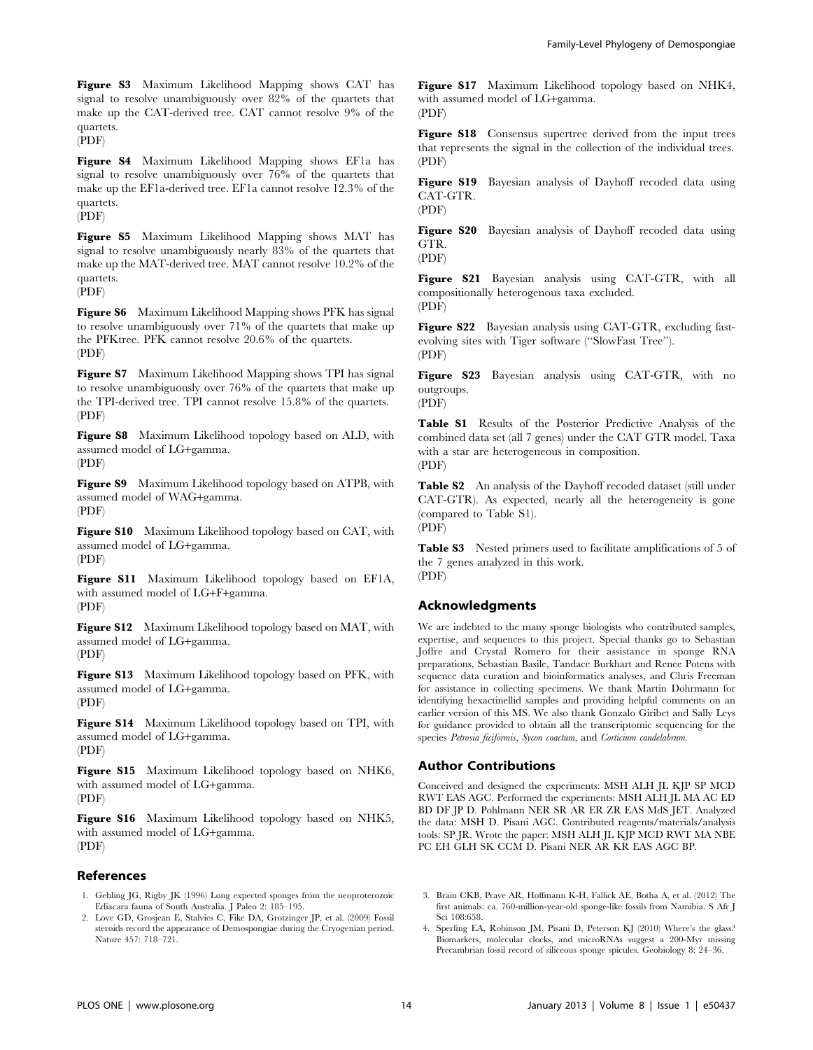**Figure S3** Maximum Likelihood Mapping shows CAT has signal to resolve unambiguously over 82% of the quartets that make up the CAT-derived tree. CAT cannot resolve 9% of the quartets.
(PDF)

**Figure S4** Maximum Likelihood Mapping shows EF1a has signal to resolve unambiguously over 76% of the quartets that make up the EF1a-derived tree. EF1a cannot resolve 12.3% of the quartets.
(PDF)

**Figure S5** Maximum Likelihood Mapping shows MAT has signal to resolve unambiguously nearly 83% of the quartets that make up the MAT-derived tree. MAT cannot resolve 10.2% of the quartets.
(PDF)

**Figure S6** Maximum Likelihood Mapping shows PFK has signal to resolve unambiguously over 71% of the quartets that make up the PFKtree. PFK cannot resolve 20.6% of the quartets.
(PDF)

**Figure S7** Maximum Likelihood Mapping shows TPI has signal to resolve unambiguously over 76% of the quartets that make up the TPI-derived tree. TPI cannot resolve 15.8% of the quartets.
(PDF)

**Figure S8** Maximum Likelihood topology based on ALD, with assumed model of LG+gamma.
(PDF)

**Figure S9** Maximum Likelihood topology based on ATPB, with assumed model of WAG+gamma.
(PDF)

**Figure S10** Maximum Likelihood topology based on CAT, with assumed model of LG+gamma.
(PDF)

**Figure S11** Maximum Likelihood topology based on EF1A, with assumed model of LG+F+gamma.
(PDF)

**Figure S12** Maximum Likelihood topology based on MAT, with assumed model of LG+gamma.
(PDF)

**Figure S13** Maximum Likelihood topology based on PFK, with assumed model of LG+gamma.
(PDF)

**Figure S14** Maximum Likelihood topology based on TPI, with assumed model of LG+gamma.
(PDF)

**Figure S15** Maximum Likelihood topology based on NHK6, with assumed model of LG+gamma.
(PDF)

**Figure S16** Maximum Likelihood topology based on NHK5, with assumed model of LG+gamma.
(PDF)

**Figure S17** Maximum Likelihood topology based on NHK4, with assumed model of LG+gamma.
(PDF)

**Figure S18** Consensus supertree derived from the input trees that represents the signal in the collection of the individual trees.
(PDF)

**Figure S19** Bayesian analysis of Dayhoff recoded data using CAT-GTR.
(PDF)

**Figure S20** Bayesian analysis of Dayhoff recoded data using GTR.
(PDF)

**Figure S21** Bayesian analysis using CAT-GTR, with all compositionally heterogenous taxa excluded.
(PDF)

**Figure S22** Bayesian analysis using CAT-GTR, excluding fast-evolving sites with Tiger software ("SlowFast Tree").
(PDF)

**Figure S23** Bayesian analysis using CAT-GTR, with no outgroups.
(PDF)

**Table S1** Results of the Posterior Predictive Analysis of the combined data set (all 7 genes) under the CAT GTR model. Taxa with a star are heterogeneous in composition.
(PDF)

**Table S2** An analysis of the Dayhoff recoded dataset (still under CAT-GTR). As expected, nearly all the heterogeneity is gone (compared to Table S1).
(PDF)

**Table S3** Nested primers used to facilitate amplifications of 5 of the 7 genes analyzed in this work.
(PDF)

## Acknowledgments

We are indebted to the many sponge biologists who contributed samples, expertise, and sequences to this project. Special thanks go to Sebastian Joffre and Crystal Romero for their assistance in sponge RNA preparations, Sebastian Basile, Tandace Burkhart and Renee Potens with sequence data curation and bioinformatics analyses, and Chris Freeman for assistance in collecting specimens. We thank Martin Dohrmann for identifying hexactinellid samples and providing helpful comments on an earlier version of this MS. We also thank Gonzalo Giribet and Sally Leys for guidance provided to obtain all the transcriptomic sequencing for the species *Petrosia ficiformis*, *Sycon coactum*, and *Corticium candelabrum*.

## Author Contributions

Conceived and designed the experiments: MSH ALH JL KJP SP MCD RWT EAS AGC. Performed the experiments: MSH ALH JL MA AC ED BD DF JP D. Pohlmann NER SR AR ER ZR EAS MdS JET. Analyzed the data: MSH D. Pisani AGC. Contributed reagents/materials/analysis tools: SP JR. Wrote the paper: MSH ALH JL KJP MCD RWT MA NBE PC EH GLH SK CCM D. Pisani NER AR KR EAS AGC BP.

## References

1. Gehling JG, Rigby JK (1996) Long expected sponges from the neoproterozoic Ediacara fauna of South Australia. J Paleo 2: 185–195.
2. Love GD, Grosjean E, Stalvies C, Fike DA, Grotzinger JP, et al. (2009) Fossil steroids record the appearance of Demospongiae during the Cryogenian period. Nature 457: 718–721.
3. Brain CKB, Prave AR, Hoffmann K-H, Fallick AE, Botha A, et al. (2012) The first animals: ca. 760-million-year-old sponge-like fossils from Namibia. S Afr J Sci 108:658.
4. Sperling EA, Robinson JM, Pisani D, Peterson KJ (2010) Where's the glass? Biomarkers, molecular clocks, and microRNAs suggest a 200-Myr missing Precambrian fossil record of siliceous sponge spicules. Geobiology 8: 24–36.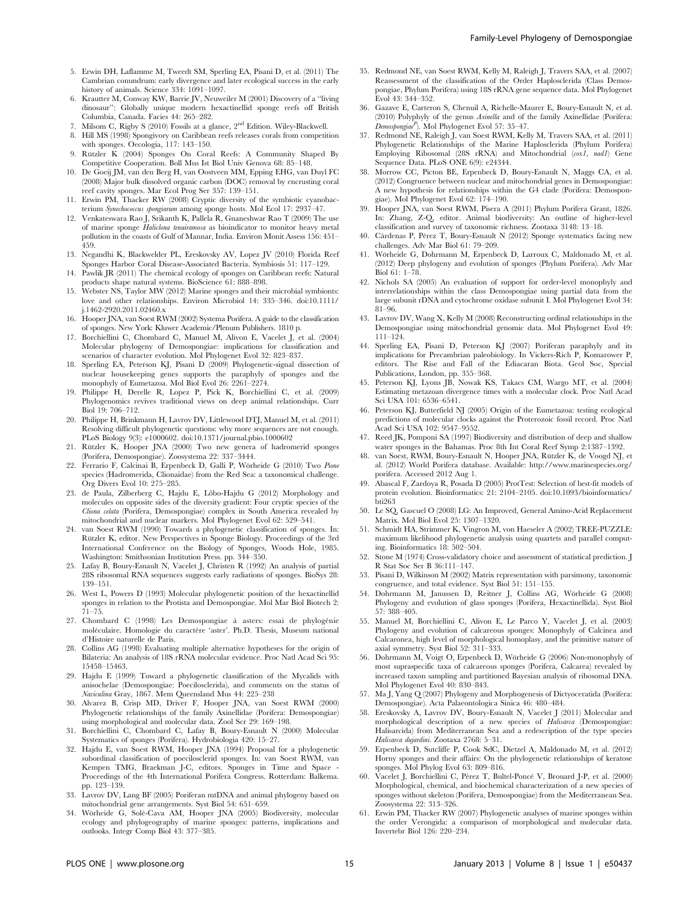5. Erwin DH, Laflamme M, Tweedt SM, Sperling EA, Pisani D, et al. (2011) The Cambrian conundrum: early divergence and later ecological success in the early history of animals. Science 334: 1091–1097.
6. Krautter M, Conway KW, Barrie JV, Neuweiler M (2001) Discovery of a "living dinosaur": Globally unique modern hexactinellid sponge reefs off British Columbia, Canada. Facies 44: 265–282.
7. Milsom C, Rigby S (2010) Fossils at a glance, 2nd Edition. Wiley-Blackwell.
8. Hill MS (1998) Spongivory on Caribbean reefs releases corals from competition with sponges. Oecologia, 117: 143–150.
9. Rützler K (2004) Sponges On Coral Reefs: A Community Shaped By Competitive Cooperation. Boll Mus Ist Biol Univ Genova 68: 85–148.
10. De Goeij JM, van den Berg H, van Oostveen MM, Epping EHG, van Duyl FC (2008) Major bulk dissolved organic carbon (DOC) removal by encrusting coral reef cavity sponges. Mar Ecol Prog Ser 357: 139–151.
11. Erwin PM, Thacker RW (2008) Cryptic diversity of the symbiotic cyanobacterium *Synechococcus spongiarum* among sponge hosts. Mol Ecol 17: 2937–47.
12. Venkateswara Rao J, Srikanth K, Pallela R, Gnaneshwar Rao T (2009) The use of marine sponge *Haliclona tenuiramosa* as bioindicator to monitor heavy metal pollution in the coasts of Gulf of Mannar, India. Environ Monit Assess 156: 451–459.
13. Negandhi K, Blackwelder PL, Ereskovsky AV, Lopez JV (2010) Florida Reef Sponges Harbor Coral Disease-Associated Bacteria. Symbiosis 51: 117–129.
14. Pawlik JR (2011) The chemical ecology of sponges on Caribbean reefs: Natural products shape natural systems. BioScience 61: 888–898.
15. Webster NS, Taylor MW (2012) Marine sponges and their microbial symbionts: love and other relationships. Environ Microbiol 14: 335–346. doi:10.1111/j.1462-2920.2011.02460.x
16. Hooper JNA, van Soest RWM (2002) Systema Porifera. A guide to the classification of sponges. New York: Kluwer Academic/Plenum Publishers. 1810 p.
17. Borchiellini C, Chombard C, Manuel M, Alivon E, Vacelet J, et al. (2004) Molecular phylogeny of Demospongiae: implications for classification and scenarios of character evolution. Mol Phylogenet Evol 32: 823–837.
18. Sperling EA, Peterson KJ, Pisani D (2009) Phylogenetic-signal dissection of nuclear housekeeping genes supports the paraphyly of sponges and the monophyly of Eumetazoa. Mol Biol Evol 26: 2261–2274.
19. Philippe H, Derelle R, Lopez P, Pick K, Borchiellini C, et al. (2009) Phylogenomics revives traditional views on deep animal relationships. Curr Biol 19: 706–712.
20. Philippe H, Brinkmann H, Lavrov DV, Littlewood DTJ, Manuel M, et al. (2011) Resolving difficult phylogenetic questions: why more sequences are not enough. PLoS Biology 9(3): e1000602. doi:10.1371/journal.pbio.1000602
21. Rützler K, Hooper JNA (2000) Two new genera of hadromerid sponges (Porifera, Demospongiae). Zoosystema 22: 337–3444.
22. Ferrario F, Calcinai B, Erpenbeck D, Galli P, Wörheide G (2010) Two *Pione* species (Hadromerida, Clionaidae) from the Red Sea: a taxonomical challenge. Org Divers Evol 10: 275–285.
23. de Paula, Zilberberg C, Hajdu E, Lôbo-Hajdu G (2012) Morphology and molecules on opposite sides of the diversity gradient: Four cryptic species of the *Cliona celata* (Porifera, Demospongiae) complex in South America revealed by mitochondrial and nuclear markers. Mol Phylogenet Evol 62: 529–541.
24. van Soest RWM (1990) Towards a phylogenetic classification of sponges. In: Rützler K, editor. New Perspectives in Sponge Biology. Proceedings of the 3rd International Conference on the Biology of Sponges, Woods Hole, 1985. Washington: Smithsonian Institution Press. pp. 344–350.
25. Lafay B, Boury-Esnault N, Vacelet J, Christen R (1992) An analysis of partial 28S ribosomal RNA sequences suggests early radiations of sponges. BioSys 28: 139–151.
26. West L, Powers D (1993) Molecular phylogenetic position of the hexactinellid sponges in relation to the Protista and Demospongiae. Mol Mar Biol Biotech 2: 71–75.
27. Chombard C (1998) Les Demospongiae à asters: essai de phylogénie moléculaire. Homologie du caractère 'aster'. Ph.D. Thesis, Museum national d'Histoire naturelle de Paris.
28. Collins AG (1998) Evaluating multiple alternative hypotheses for the origin of Bilateria: An analysis of 18S rRNA molecular evidence. Proc Natl Acad Sci 95: 15458–15463.
29. Hajdu E (1999) Toward a phylogenetic classification of the Mycalids with anisochelae (Demospongiae: Poecilosclerida), and comments on the status of *Naviculina* Gray, 1867. Mem Queensland Mus 44: 225–238
30. Alvarez B, Crisp MD, Driver F, Hooper JNA, van Soest RWM (2000) Phylogenetic relationships of the family Axinellidae (Porifera: Demospongiae) using morphological and molecular data. Zool Scr 29: 169–198.
31. Borchiellini C, Chombard C, Lafay B, Boury-Esnault N (2000) Molecular Systematics of sponges (Porifera). Hydrobiologia 420: 15–27.
32. Hajdu E, van Soest RWM, Hooper JNA (1994) Proposal for a phylogenetic subordinal classification of poecilosclerid sponges. In: van Soest RWM, van Kempen TMG, Braekman J-C, editors. Sponges in Time and Space - Proceedings of the 4th International Porifera Congress. Rotterdam: Balkema. pp. 123–139.
33. Lavrov DV, Lang BF (2005) Poriferan mtDNA and animal phylogeny based on mitochondrial gene arrangements. Syst Biol 54: 651–659.
34. Wörheide G, Solé-Cava AM, Hooper JNA (2005) Biodiversity, molecular ecology and phylogeography of marine sponges: patterns, implications and outlooks. Integr Comp Biol 43: 377–385.
35. Redmond NE, van Soest RWM, Kelly M, Raleigh J, Travers SAA, et al. (2007) Reassessment of the classification of the Order Haplosclerida (Class Demospongiae, Phylum Porifera) using 18S rRNA gene sequence data. Mol Phylogenet Evol 43: 344–352.
36. Gazave E, Carteron S, Chenuil A, Richelle-Maurer E, Boury-Esnault N, et al. (2010) Polyphyly of the genus *Axinella* and of the family Axinellidae (Porifera: *Demospongiae*). Mol Phylogenet Evol 57: 35–47.
37. Redmond NE, Raleigh J, van Soest RWM, Kelly M, Travers SAA, et al. (2011) Phylogenetic Relationships of the Marine Haplosclerida (Phylum Porifera) Employing Ribosomal (28S rRNA) and Mitochondrial (*cox1, nad1*) Gene Sequence Data. PLoS ONE 6(9): e24344.
38. Morrow CC, Picton BE, Erpenbeck D, Boury-Esnault N, Maggs CA, et al. (2012) Congruence between nuclear and mitochondrial genes in Demospongiae: A new hypothesis for relationships within the G4 clade (Porifera: Demospongiae). Mol Phylogenet Evol 62: 174–190.
39. Hooper JNA, van Soest RWM, Pisera A (2011) Phylum Porifera Grant, 1826. In: Zhang, Z-Q, editor. Animal biodiversity: An outline of higher-level classification and survey of taxonomic richness. Zootaxa 3148: 13–18.
40. Cárdenas P, Pérez T, Boury-Esnault N (2012) Sponge systematics facing new challenges. Adv Mar Biol 61: 79–209.
41. Wörheide G, Dohrmann M, Erpenbeck D, Larroux C, Maldonado M, et al. (2012) Deep phylogeny and evolution of sponges (Phylum Porifera). Adv Mar Biol 61: 1–78.
42. Nichols SA (2005) An evaluation of support for order-level monophyly and interrelationships within the class Demospongiae using partial data from the large subunit rDNA and cytochrome oxidase subunit I. Mol Phylogenet Evol 34: 81–96.
43. Lavrov DV, Wang X, Kelly M (2008) Reconstructing ordinal relationships in the Demospongiae using mitochondrial genomic data. Mol Phylogenet Evol 49: 111–124.
44. Sperling EA, Pisani D, Peterson KJ (2007) Poriferan paraphyly and its implications for Precambrian paleobiology. In Vickers-Rich P, Komarower P, editors. The Rise and Fall of the Ediacaran Biota. Geol Soc, Special Publications, London, pp. 355–368.
45. Peterson KJ, Lyons JB, Nowak KS, Takacs CM, Wargo MT, et al. (2004) Estimating metazoan divergence times with a molecular clock. Proc Natl Acad Sci USA 101: 6536–6541.
46. Peterson KJ, Butterfield NJ (2005) Origin of the Eumetazoa: testing ecological predictions of molecular clocks against the Proterozoic fossil record. Proc Natl Acad Sci USA 102: 9547–9552.
47. Reed JK, Pomponi SA (1997) Biodiversity and distribution of deep and shallow water sponges in the Bahamas. Proc 8th Int Coral Reef Symp 2:1387–1392.
48. van Soest, RWM, Boury-Esnault N, Hooper JNA, Rützler K, de Voogd NJ, et al. (2012) World Porifera database. Available: http://www.marinespecies.org/porifera. Accessed 2012 Aug 1.
49. Abascal F, Zardoya R, Posada D (2005) ProtTest: Selection of best-fit models of protein evolution. Bioinformatics: 21: 2104–2105. doi:10.1093/bioinformatics/bti263
50. Le SQ, Gascuel O (2008) LG: An Improved, General Amino-Acid Replacement Matrix. Mol Biol Evol 25: 1307–1320.
51. Schmidt HA, Strimmer K, Vingron M, von Haeseler A (2002) TREE-PUZZLE: maximum likelihood phylogenetic analysis using quartets and parallel computing. Bioinformatics 18: 502–504.
52. Stone M (1974) Cross-validatory choice and assessment of statistical prediction. J R Stat Soc Ser B 36:111–147.
53. Pisani D, Wilkinson M (2002) Matrix representation with parsimony, taxonomic congruence, and total evidence. Syst Biol 51: 151–155.
54. Dohrmann M, Janussen D, Reitner J, Collins AG, Wörheide G (2008) Phylogeny and evolution of glass sponges (Porifera, Hexactinellida). Syst Biol 57: 388–405.
55. Manuel M, Borchiellini C, Alivon E, Le Parco Y, Vacelet J, et al. (2003) Phylogeny and evolution of calcareous sponges: Monophyly of Calcinea and Calcaronea, high level of morphological homoplasy, and the primitive nature of axial symmetry. Syst Biol 52: 311–333.
56. Dohrmann M, Voigt O, Erpenbeck D, Wörheide G (2006) Non-monophyly of most supraspecific taxa of calcareous sponges (Porifera, Calcarea) revealed by increased taxon sampling and partitioned Bayesian analysis of ribosomal DNA. Mol Phylogenet Evol 40: 830–843.
57. Ma J, Yang Q (2007) Phylogeny and Morphogenesis of Dictyoceratida (Porifera: Demospongiae). Acta Palaeontologica Sinica 46: 480–484.
58. Ereskovsky A, Lavrov DV, Boury-Esnault N, Vacelet J (2011) Molecular and morphological description of a new species of *Halisarca* (Demospongiae: Halisarcida) from Mediterranean Sea and a redescription of the type species *Halisarca dujardini*. Zootaxa 2768: 5–31.
59. Erpenbeck D, Sutcliffe P, Cook SdC, Dietzel A, Maldonado M, et al. (2012) Horny sponges and their affairs: On the phylogenetic relationships of keratose sponges. Mol Phylog Evol 63: 809–816.
60. Vacelet J, Borchiellini C, Pérez T, Bultel-Poncé V, Brouard J-P, et al. (2000) Morphological, chemical, and biochemical characterization of a new species of sponges without skeleton (Porifera, Demospongiae) from the Mediterranean Sea. Zoosystema 22: 313–326.
61. Erwin PM, Thacker RW (2007) Phylogenetic analyses of marine sponges within the order Verongida: a comparison of morphological and molecular data. Invertebr Biol 126: 220–234.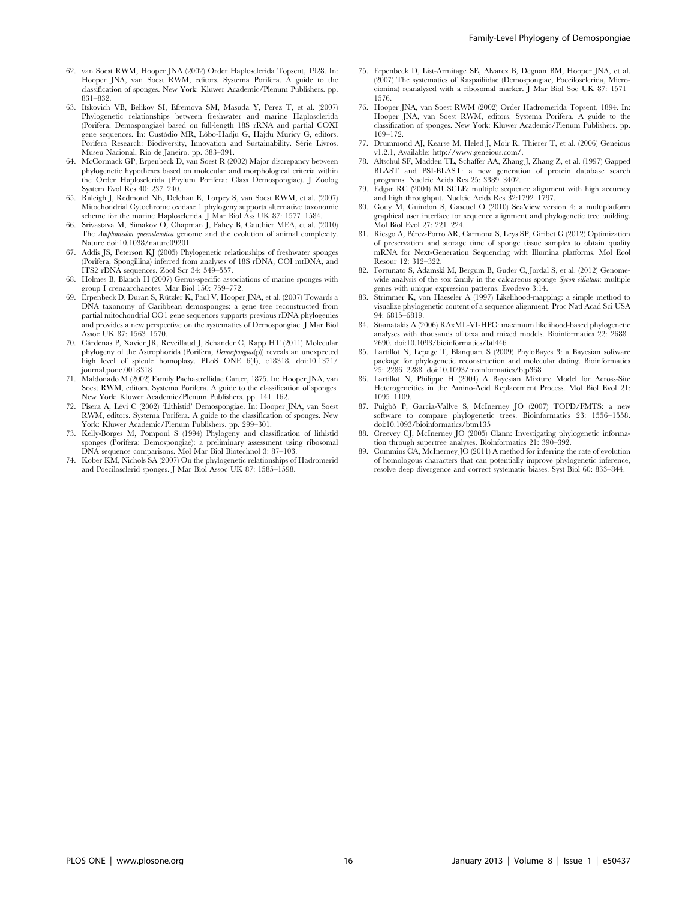62. van Soest RWM, Hooper JNA (2002) Order Haplosclerida Topsent, 1928. In: Hooper JNA, van Soest RWM, editors. Systema Porifera. A guide to the classification of sponges. New York: Kluwer Academic/Plenum Publishers. pp. 831–832.
63. Itskovich VB, Belikov SI, Efremova SM, Masuda Y, Perez T, et al. (2007) Phylogenetic relationships between freshwater and marine Haplosclerida (Porifera, Demospongiae) based on full-length 18S rRNA and partial COXI gene sequences. In: Custódio MR, Lôbo-Hadju G, Hajdu Muricy G, editors. Porifera Research: Biodiversity, Innovation and Sustainability. Série Livros. Museu Nacional, Rio de Janeiro. pp. 383–391.
64. McCormack GP, Erpenbeck D, van Soest R (2002) Major discrepancy between phylogenetic hypotheses based on molecular and morphological criteria within the Order Haplosclerida (Phylum Porifera: Class Demospongiae). J Zoolog System Evol Res 40: 237–240.
65. Raleigh J, Redmond NE, Delehan E, Torpey S, van Soest RWM, et al. (2007) Mitochondrial Cytochrome oxidase 1 phylogeny supports alternative taxonomic scheme for the marine Haplosclerida. J Mar Biol Ass UK 87: 1577–1584.
66. Srivastava M, Simakov O, Chapman J, Fahey B, Gauthier MEA, et al. (2010) The *Amphimedon queenslandica* genome and the evolution of animal complexity. Nature doi:10.1038/nature09201
67. Addis JS, Peterson KJ (2005) Phylogenetic relationships of freshwater sponges (Porifera, Spongillina) inferred from analyses of 18S rDNA, COI mtDNA, and ITS2 rDNA sequences. Zool Scr 34: 549–557.
68. Holmes B, Blanch H (2007) Genus-specific associations of marine sponges with group I crenaarchaeotes. Mar Biol 150: 759–772.
69. Erpenbeck D, Duran S, Rützler K, Paul V, Hooper JNA, et al. (2007) Towards a DNA taxonomy of Caribbean demosponges: a gene tree reconstructed from partial mitochondrial CO1 gene sequences supports previous rDNA phylogenies and provides a new perspective on the systematics of Demospongiae. J Mar Biol Assoc UK 87: 1563–1570.
70. Cárdenas P, Xavier JR, Reveillaud J, Schander C, Rapp HT (2011) Molecular phylogeny of the Astrophorida (Porifera, *Demospongiae*(p)) reveals an unexpected high level of spicule homoplasy. PLoS ONE 6(4), e18318. doi:10.1371/journal.pone.0018318
71. Maldonado M (2002) Family Pachastrellidae Carter, 1875. In: Hooper JNA, van Soest RWM, editors. Systema Porifera. A guide to the classification of sponges. New York: Kluwer Academic/Plenum Publishers. pp. 141–162.
72. Pisera A, Lévi C (2002) 'Lithistid' Demospongiae. In: Hooper JNA, van Soest RWM, editors. Systema Porifera. A guide to the classification of sponges. New York: Kluwer Academic/Plenum Publishers. pp. 299–301.
73. Kelly-Borges M, Pomponi S (1994) Phylogeny and classification of lithistid sponges (Porifera: Demospongiae): a preliminary assessment using ribosomal DNA sequence comparisons. Mol Mar Biol Biotechnol 3: 87–103.
74. Kober KM, Nichols SA (2007) On the phylogenetic relationships of Hadromerid and Poecilosclerid sponges. J Mar Biol Assoc UK 87: 1585–1598.
75. Erpenbeck D, List-Armitage SE, Alvarez B, Degnan BM, Hooper JNA, et al. (2007) The systematics of Raspailiidae (Demospongiae, Poecilosclerida, Microcionina) reanalysed with a ribosomal marker. J Mar Biol Soc UK 87: 1571–1576.
76. Hooper JNA, van Soest RWM (2002) Order Hadromerida Topsent, 1894. In: Hooper JNA, van Soest RWM, editors. Systema Porifera. A guide to the classification of sponges. New York: Kluwer Academic/Plenum Publishers. pp. 169–172.
77. Drummond AJ, Kearse M, Heled J, Moir R, Thierer T, et al. (2006) Geneious v1.2.1, Available: http://www.geneious.com/.
78. Altschul SF, Madden TL, Schaffer AA, Zhang J, Zhang Z, et al. (1997) Gapped BLAST and PSI-BLAST: a new generation of protein database search programs. Nucleic Acids Res 25: 3389–3402.
79. Edgar RC (2004) MUSCLE: multiple sequence alignment with high accuracy and high throughput. Nucleic Acids Res 32:1792–1797.
80. Gouy M, Guindon S, Gascuel O (2010) SeaView version 4: a multiplatform graphical user interface for sequence alignment and phylogenetic tree building. Mol Biol Evol 27: 221–224.
81. Riesgo A, Pérez-Porro AR, Carmona S, Leys SP, Giribet G (2012) Optimization of preservation and storage time of sponge tissue samples to obtain quality mRNA for Next-Generation Sequencing with Illumina platforms. Mol Ecol Resour 12: 312–322.
82. Fortunato S, Adamski M, Bergum B, Guder C, Jordal S, et al. (2012) Genome-wide analysis of the sox family in the calcareous sponge *Sycon ciliatum*: multiple genes with unique expression patterns. Evodevo 3:14.
83. Strimmer K, von Haeseler A (1997) Likelihood-mapping: a simple method to visualize phylogenetic content of a sequence alignment. Proc Natl Acad Sci USA 94: 6815–6819.
84. Stamatakis A (2006) RAxML-VI-HPC: maximum likelihood-based phylogenetic analyses with thousands of taxa and mixed models. Bioinformatics 22: 2688–2690. doi:10.1093/bioinformatics/btl446
85. Lartillot N, Lepage T, Blanquart S (2009) PhyloBayes 3: a Bayesian software package for phylogenetic reconstruction and molecular dating. Bioinformatics 25: 2286–2288. doi:10.1093/bioinformatics/btp368
86. Lartillot N, Philippe H (2004) A Bayesian Mixture Model for Across-Site Heterogeneities in the Amino-Acid Replacement Process. Mol Biol Evol 21: 1095–1109.
87. Puigbò P, Garcia-Vallve S, McInerney JO (2007) TOPD/FMTS: a new software to compare phylogenetic trees. Bioinformatics 23: 1556–1558. doi:10.1093/bioinformatics/btm135
88. Creevey CJ, McInerney JO (2005) Clann: Investigating phylogenetic information through supertree analyses. Bioinformatics 21: 390–392.
89. Cummins CA, McInerney JO (2011) A method for inferring the rate of evolution of homologous characters that can potentially improve phylogenetic inference, resolve deep divergence and correct systematic biases. Syst Biol 60: 833–844.